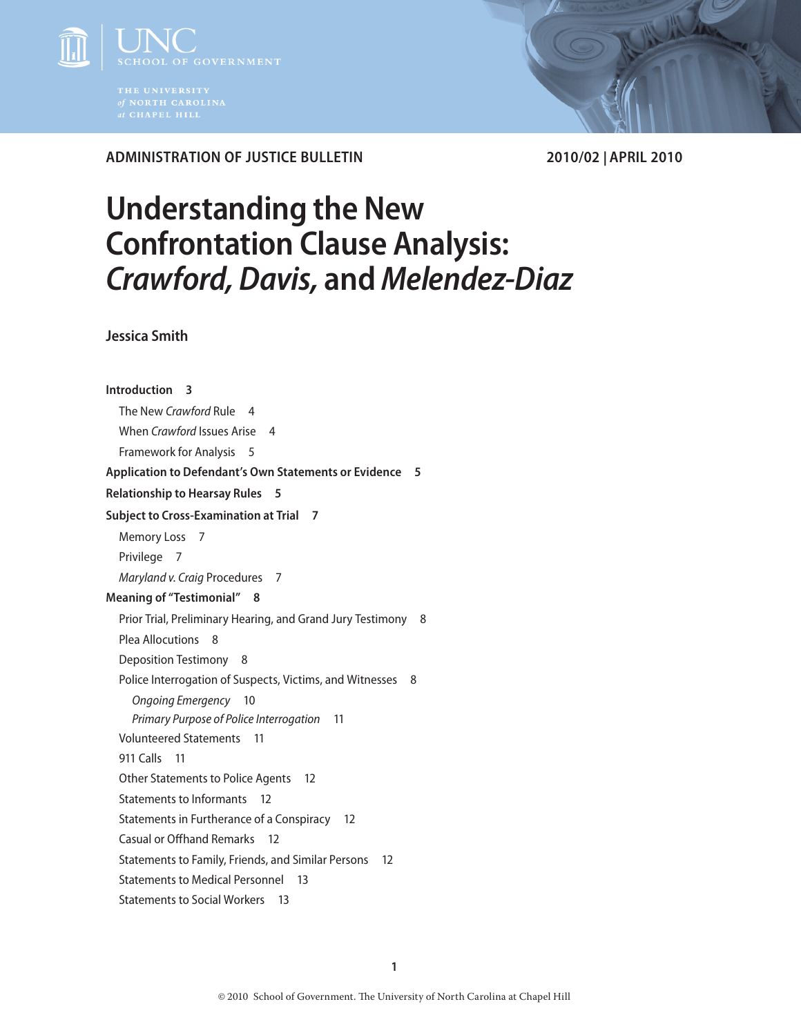UNC SCHOOL OF GOVERNMENT

THE UNIVERSITY *of* NORTH CAROLINA *at* CHAPEL HILL

**ADMINISTRATION OF JUSTICE BULLETIN** — **2010/02 | APRIL 2010**

# Understanding the New Confrontation Clause Analysis: *Crawford, Davis,* and *Melendez-Diaz*

**Jessica Smith**

**Introduction** 3
- The New *Crawford* Rule 4
- When *Crawford* Issues Arise 4
- Framework for Analysis 5

**Application to Defendant's Own Statements or Evidence** 5

**Relationship to Hearsay Rules** 5

**Subject to Cross-Examination at Trial** 7
- Memory Loss 7
- Privilege 7
- *Maryland v. Craig* Procedures 7

**Meaning of "Testimonial"** 8
- Prior Trial, Preliminary Hearing, and Grand Jury Testimony 8
- Plea Allocutions 8
- Deposition Testimony 8
- Police Interrogation of Suspects, Victims, and Witnesses 8
  - *Ongoing Emergency* 10
  - *Primary Purpose of Police Interrogation* 11
- Volunteered Statements 11
- 911 Calls 11
- Other Statements to Police Agents 12
- Statements to Informants 12
- Statements in Furtherance of a Conspiracy 12
- Casual or Offhand Remarks 12
- Statements to Family, Friends, and Similar Persons 12
- Statements to Medical Personnel 13
- Statements to Social Workers 13

© 2010 School of Government. The University of North Carolina at Chapel Hill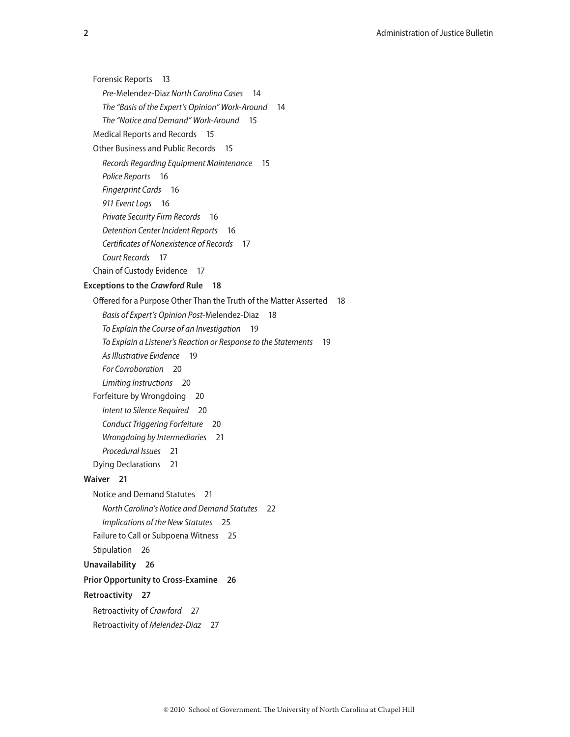Forensic Reports 13

*Pre-*Melendez-Diaz *North Carolina Cases* 14

*The "Basis of the Expert's Opinion" Work-Around* 14

*The "Notice and Demand" Work-Around* 15

Medical Reports and Records 15

Other Business and Public Records 15

*Records Regarding Equipment Maintenance* 15

*Police Reports* 16

*Fingerprint Cards* 16

*911 Event Logs* 16

*Private Security Firm Records* 16

*Detention Center Incident Reports* 16

*Certificates of Nonexistence of Records* 17

*Court Records* 17

Chain of Custody Evidence 17

**Exceptions to the *Crawford* Rule 18**

Offered for a Purpose Other Than the Truth of the Matter Asserted 18

*Basis of Expert's Opinion Post-*Melendez-Diaz 18

*To Explain the Course of an Investigation* 19

*To Explain a Listener's Reaction or Response to the Statements* 19

*As Illustrative Evidence* 19

*For Corroboration* 20

*Limiting Instructions* 20

Forfeiture by Wrongdoing 20

*Intent to Silence Required* 20

*Conduct Triggering Forfeiture* 20

*Wrongdoing by Intermediaries* 21

*Procedural Issues* 21

Dying Declarations 21

**Waiver 21**

Notice and Demand Statutes 21

*North Carolina's Notice and Demand Statutes* 22

*Implications of the New Statutes* 25

Failure to Call or Subpoena Witness 25

Stipulation 26

**Unavailability 26**

**Prior Opportunity to Cross-Examine 26**

**Retroactivity 27**

Retroactivity of *Crawford* 27

Retroactivity of *Melendez-Diaz* 27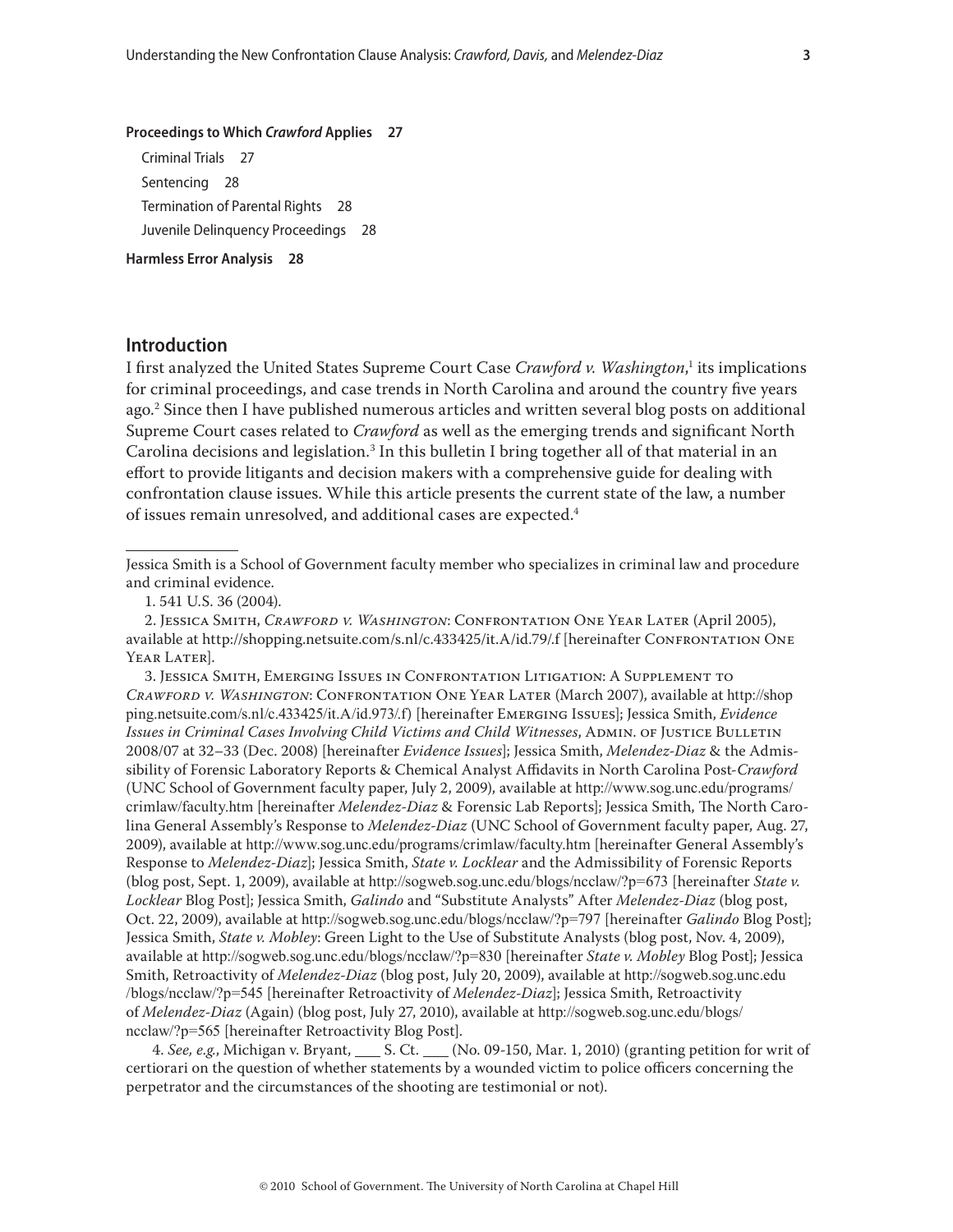**Proceedings to Which *Crawford* Applies 27**

Criminal Trials 27

Sentencing 28

Termination of Parental Rights 28

Juvenile Delinquency Proceedings 28

**Harmless Error Analysis 28**

## Introduction

I first analyzed the United States Supreme Court Case *Crawford v. Washington*,[1] its implications for criminal proceedings, and case trends in North Carolina and around the country five years ago.[2] Since then I have published numerous articles and written several blog posts on additional Supreme Court cases related to *Crawford* as well as the emerging trends and significant North Carolina decisions and legislation.[3] In this bulletin I bring together all of that material in an effort to provide litigants and decision makers with a comprehensive guide for dealing with confrontation clause issues. While this article presents the current state of the law, a number of issues remain unresolved, and additional cases are expected.[4]

---

Jessica Smith is a School of Government faculty member who specializes in criminal law and procedure and criminal evidence.

1. 541 U.S. 36 (2004).

2. Jessica Smith, *Crawford v. Washington*: Confrontation One Year Later (April 2005), available at http://shopping.netsuite.com/s.nl/c.433425/it.A/id.79/.f [hereinafter Confrontation One Year Later].

3. Jessica Smith, Emerging Issues in Confrontation Litigation: A Supplement to *Crawford v. Washington*: Confrontation One Year Later (March 2007), available at http://shopping.netsuite.com/s.nl/c.433425/it.A/id.973/.f) [hereinafter Emerging Issues]; Jessica Smith, *Evidence Issues in Criminal Cases Involving Child Victims and Child Witnesses*, Admin. of Justice Bulletin 2008/07 at 32–33 (Dec. 2008) [hereinafter *Evidence Issues*]; Jessica Smith, *Melendez-Diaz* & the Admissibility of Forensic Laboratory Reports & Chemical Analyst Affidavits in North Carolina Post-*Crawford* (UNC School of Government faculty paper, July 2, 2009), available at http://www.sog.unc.edu/programs/crimlaw/faculty.htm [hereinafter *Melendez-Diaz* & Forensic Lab Reports]; Jessica Smith, The North Carolina General Assembly's Response to *Melendez-Diaz* (UNC School of Government faculty paper, Aug. 27, 2009), available at http://www.sog.unc.edu/programs/crimlaw/faculty.htm [hereinafter General Assembly's Response to *Melendez-Diaz*]; Jessica Smith, *State v. Locklear* and the Admissibility of Forensic Reports (blog post, Sept. 1, 2009), available at http://sogweb.sog.unc.edu/blogs/ncclaw/?p=673 [hereinafter *State v. Locklear* Blog Post]; Jessica Smith, *Galindo* and "Substitute Analysts" After *Melendez-Diaz* (blog post, Oct. 22, 2009), available at http://sogweb.sog.unc.edu/blogs/ncclaw/?p=797 [hereinafter *Galindo* Blog Post]; Jessica Smith, *State v. Mobley*: Green Light to the Use of Substitute Analysts (blog post, Nov. 4, 2009), available at http://sogweb.sog.unc.edu/blogs/ncclaw/?p=830 [hereinafter *State v. Mobley* Blog Post]; Jessica Smith, Retroactivity of *Melendez-Diaz* (blog post, July 20, 2009), available at http://sogweb.sog.unc.edu/blogs/ncclaw/?p=545 [hereinafter Retroactivity of *Melendez-Diaz*]; Jessica Smith, Retroactivity of *Melendez-Diaz* (Again) (blog post, July 27, 2010), available at http://sogweb.sog.unc.edu/blogs/ncclaw/?p=565 [hereinafter Retroactivity Blog Post].

4. *See, e.g.*, Michigan v. Bryant, ___ S. Ct. ___ (No. 09-150, Mar. 1, 2010) (granting petition for writ of certiorari on the question of whether statements by a wounded victim to police officers concerning the perpetrator and the circumstances of the shooting are testimonial or not).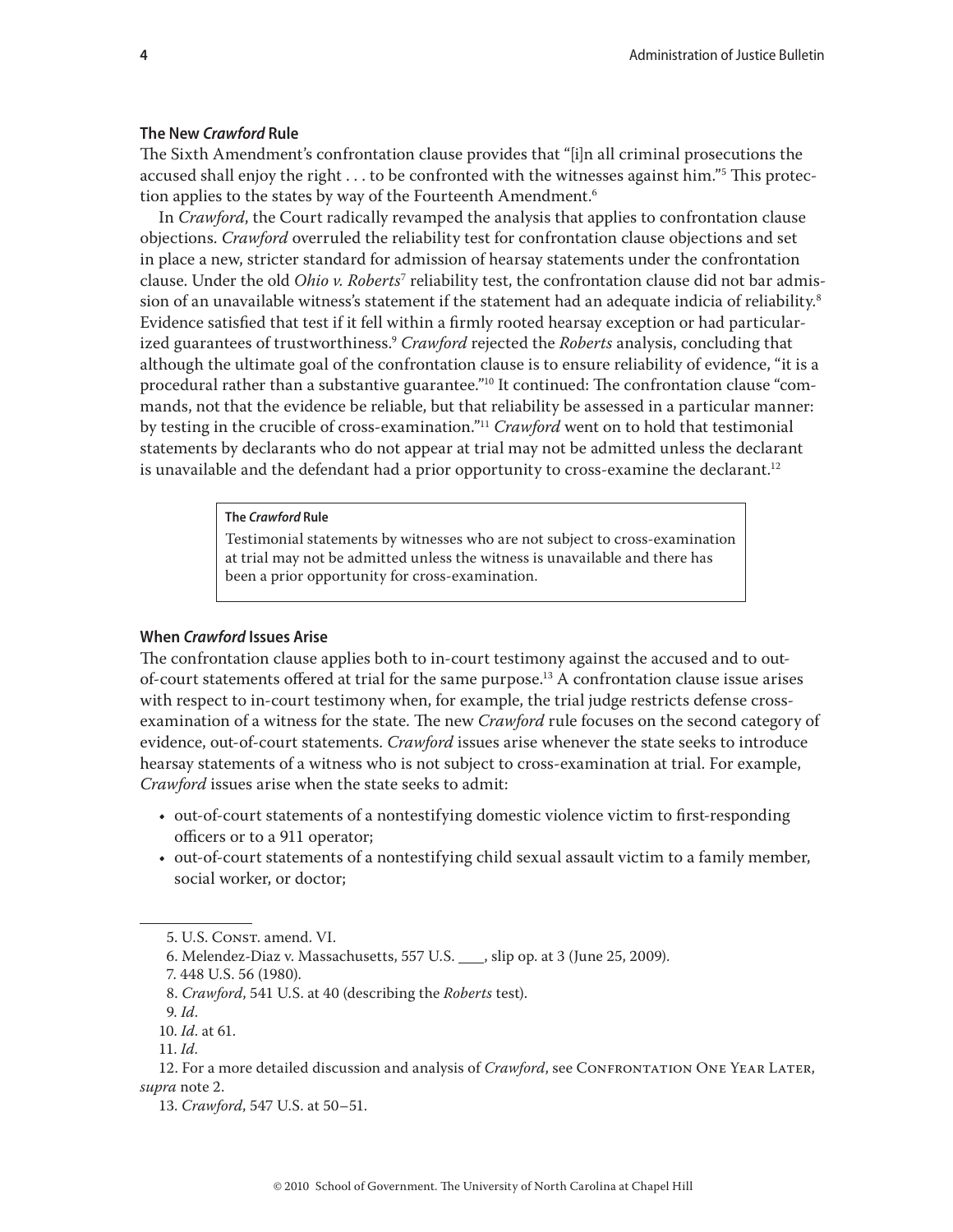### The New *Crawford* Rule

The Sixth Amendment's confrontation clause provides that "[i]n all criminal prosecutions the accused shall enjoy the right . . . to be confronted with the witnesses against him."[5] This protection applies to the states by way of the Fourteenth Amendment.[6]

In *Crawford*, the Court radically revamped the analysis that applies to confrontation clause objections. *Crawford* overruled the reliability test for confrontation clause objections and set in place a new, stricter standard for admission of hearsay statements under the confrontation clause. Under the old *Ohio v. Roberts*[7] reliability test, the confrontation clause did not bar admission of an unavailable witness's statement if the statement had an adequate indicia of reliability.[8] Evidence satisfied that test if it fell within a firmly rooted hearsay exception or had particularized guarantees of trustworthiness.[9] *Crawford* rejected the *Roberts* analysis, concluding that although the ultimate goal of the confrontation clause is to ensure reliability of evidence, "it is a procedural rather than a substantive guarantee."[10] It continued: The confrontation clause "commands, not that the evidence be reliable, but that reliability be assessed in a particular manner: by testing in the crucible of cross-examination."[11] *Crawford* went on to hold that testimonial statements by declarants who do not appear at trial may not be admitted unless the declarant is unavailable and the defendant had a prior opportunity to cross-examine the declarant.[12]

> **The *Crawford* Rule**
>
> Testimonial statements by witnesses who are not subject to cross-examination at trial may not be admitted unless the witness is unavailable and there has been a prior opportunity for cross-examination.

### When *Crawford* Issues Arise

The confrontation clause applies both to in-court testimony against the accused and to out-of-court statements offered at trial for the same purpose.[13] A confrontation clause issue arises with respect to in-court testimony when, for example, the trial judge restricts defense cross-examination of a witness for the state. The new *Crawford* rule focuses on the second category of evidence, out-of-court statements. *Crawford* issues arise whenever the state seeks to introduce hearsay statements of a witness who is not subject to cross-examination at trial. For example, *Crawford* issues arise when the state seeks to admit:

- out-of-court statements of a nontestifying domestic violence victim to first-responding officers or to a 911 operator;
- out-of-court statements of a nontestifying child sexual assault victim to a family member, social worker, or doctor;

---

5. U.S. Const. amend. VI.

6. Melendez-Diaz v. Massachusetts, 557 U.S. ___, slip op. at 3 (June 25, 2009).

7. 448 U.S. 56 (1980).

8. *Crawford*, 541 U.S. at 40 (describing the *Roberts* test).

9. *Id*.

10. *Id*. at 61.

11. *Id*.

12. For a more detailed discussion and analysis of *Crawford*, see Confrontation One Year Later, *supra* note 2.

13. *Crawford*, 547 U.S. at 50–51.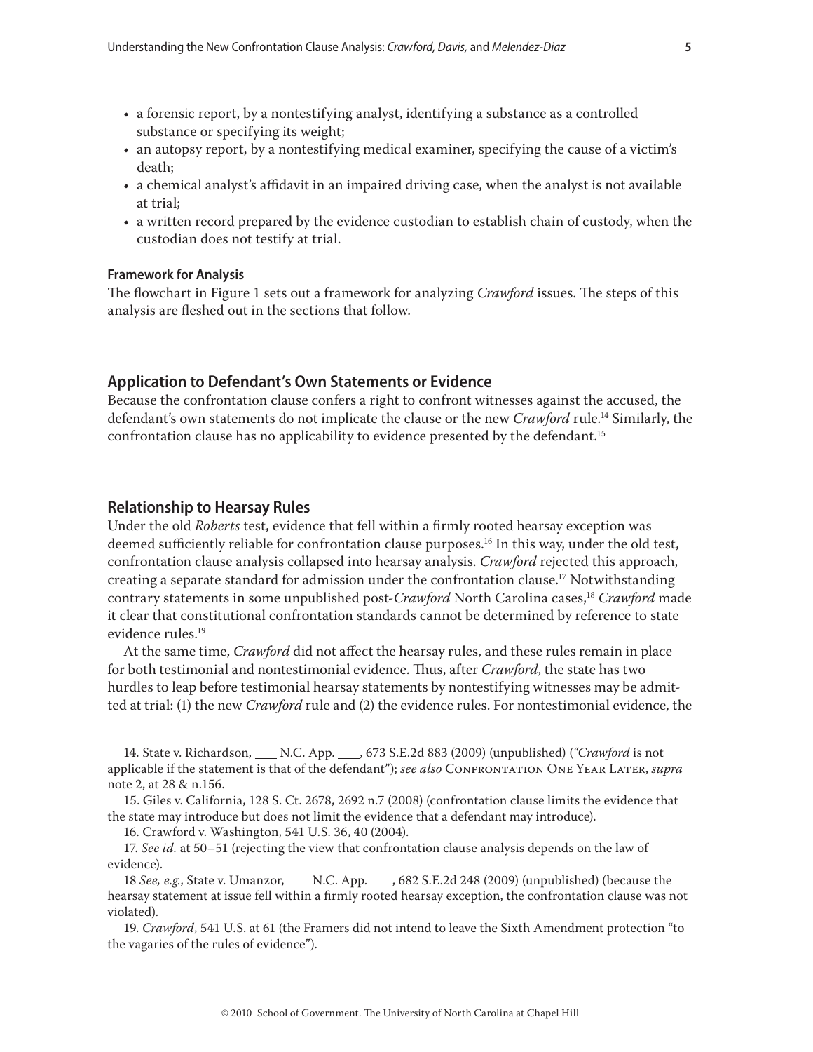- a forensic report, by a nontestifying analyst, identifying a substance as a controlled substance or specifying its weight;
- an autopsy report, by a nontestifying medical examiner, specifying the cause of a victim's death;
- a chemical analyst's affidavit in an impaired driving case, when the analyst is not available at trial;
- a written record prepared by the evidence custodian to establish chain of custody, when the custodian does not testify at trial.

#### Framework for Analysis

The flowchart in Figure 1 sets out a framework for analyzing *Crawford* issues. The steps of this analysis are fleshed out in the sections that follow.

### Application to Defendant's Own Statements or Evidence

Because the confrontation clause confers a right to confront witnesses against the accused, the defendant's own statements do not implicate the clause or the new *Crawford* rule.[14] Similarly, the confrontation clause has no applicability to evidence presented by the defendant.[15]

### Relationship to Hearsay Rules

Under the old *Roberts* test, evidence that fell within a firmly rooted hearsay exception was deemed sufficiently reliable for confrontation clause purposes.[16] In this way, under the old test, confrontation clause analysis collapsed into hearsay analysis. *Crawford* rejected this approach, creating a separate standard for admission under the confrontation clause.[17] Notwithstanding contrary statements in some unpublished post-*Crawford* North Carolina cases,[18] *Crawford* made it clear that constitutional confrontation standards cannot be determined by reference to state evidence rules.[19]

At the same time, *Crawford* did not affect the hearsay rules, and these rules remain in place for both testimonial and nontestimonial evidence. Thus, after *Crawford*, the state has two hurdles to leap before testimonial hearsay statements by nontestifying witnesses may be admitted at trial: (1) the new *Crawford* rule and (2) the evidence rules. For nontestimonial evidence, the

---

14. State v. Richardson, ___ N.C. App. ___, 673 S.E.2d 883 (2009) (unpublished) ("*Crawford* is not applicable if the statement is that of the defendant"); *see also* Confrontation One Year Later, *supra* note 2, at 28 & n.156.

15. Giles v. California, 128 S. Ct. 2678, 2692 n.7 (2008) (confrontation clause limits the evidence that the state may introduce but does not limit the evidence that a defendant may introduce).

16. Crawford v. Washington, 541 U.S. 36, 40 (2004).

17. *See id.* at 50–51 (rejecting the view that confrontation clause analysis depends on the law of evidence).

18 *See, e.g.*, State v. Umanzor, ___ N.C. App. ___, 682 S.E.2d 248 (2009) (unpublished) (because the hearsay statement at issue fell within a firmly rooted hearsay exception, the confrontation clause was not violated).

19. *Crawford*, 541 U.S. at 61 (the Framers did not intend to leave the Sixth Amendment protection "to the vagaries of the rules of evidence").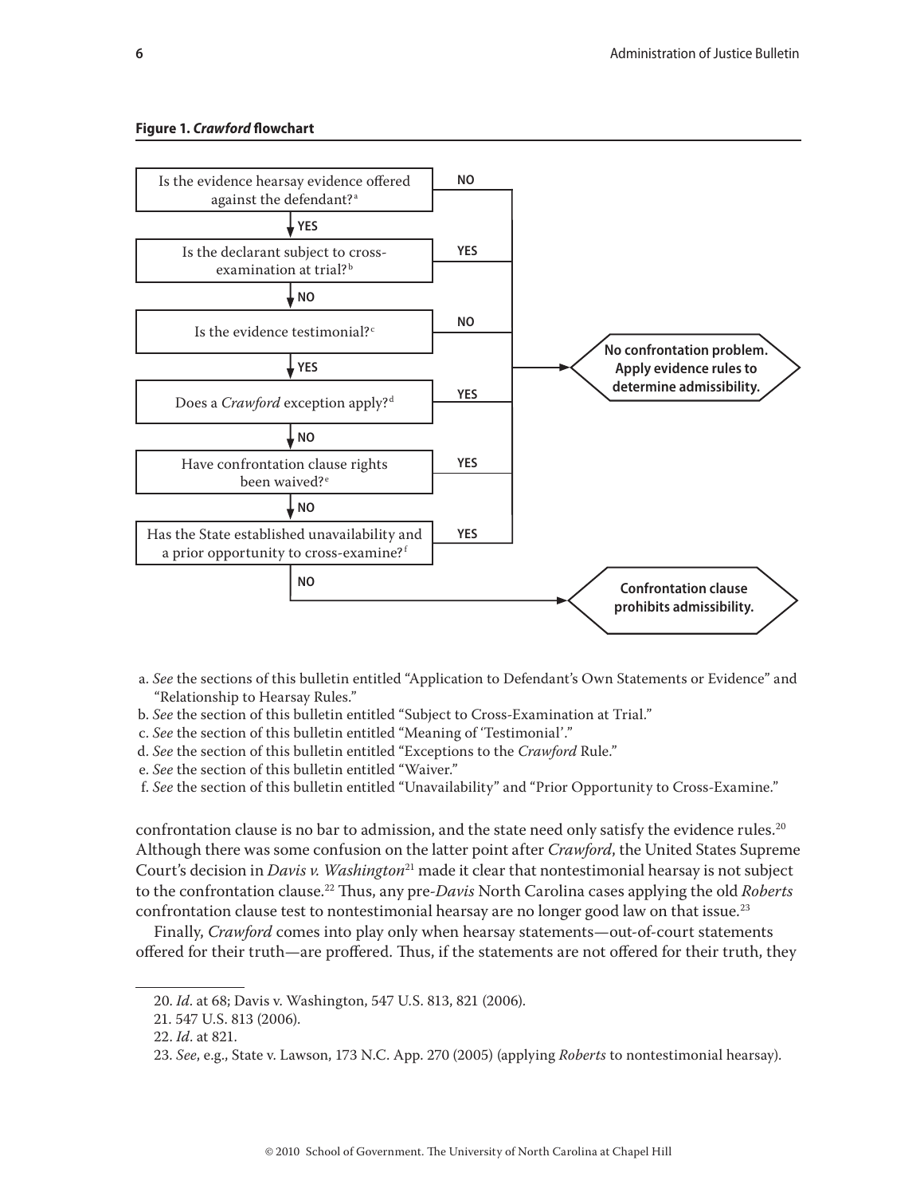**Figure 1. *Crawford* flowchart**

| Question | Answer | Result |
|---|---|---|
| Is the evidence hearsay evidence offered against the defendant?[a] | NO | No confrontation problem. Apply evidence rules to determine admissibility. |
| | YES | Go to next question |
| Is the declarant subject to cross-examination at trial?[b] | YES | No confrontation problem. Apply evidence rules to determine admissibility. |
| | NO | Go to next question |
| Is the evidence testimonial?[c] | NO | No confrontation problem. Apply evidence rules to determine admissibility. |
| | YES | Go to next question |
| Does a *Crawford* exception apply?[d] | YES | No confrontation problem. Apply evidence rules to determine admissibility. |
| | NO | Go to next question |
| Have confrontation clause rights been waived?[e] | YES | No confrontation problem. Apply evidence rules to determine admissibility. |
| | NO | Go to next question |
| Has the State established unavailability and a prior opportunity to cross-examine?[f] | YES | No confrontation problem. Apply evidence rules to determine admissibility. |
| | NO | Confrontation clause prohibits admissibility. |

a. *See* the sections of this bulletin entitled "Application to Defendant's Own Statements or Evidence" and "Relationship to Hearsay Rules."
b. *See* the section of this bulletin entitled "Subject to Cross-Examination at Trial."
c. *See* the section of this bulletin entitled "Meaning of 'Testimonial'."
d. *See* the section of this bulletin entitled "Exceptions to the *Crawford* Rule."
e. *See* the section of this bulletin entitled "Waiver."
f. *See* the section of this bulletin entitled "Unavailability" and "Prior Opportunity to Cross-Examine."

confrontation clause is no bar to admission, and the state need only satisfy the evidence rules.[20] Although there was some confusion on the latter point after *Crawford*, the United States Supreme Court's decision in *Davis v. Washington*[21] made it clear that nontestimonial hearsay is not subject to the confrontation clause.[22] Thus, any pre-*Davis* North Carolina cases applying the old *Roberts* confrontation clause test to nontestimonial hearsay are no longer good law on that issue.[23]

Finally, *Crawford* comes into play only when hearsay statements—out-of-court statements offered for their truth—are proffered. Thus, if the statements are not offered for their truth, they

20. *Id*. at 68; Davis v. Washington, 547 U.S. 813, 821 (2006).

21. 547 U.S. 813 (2006).

22. *Id*. at 821.

23. *See*, e.g., State v. Lawson, 173 N.C. App. 270 (2005) (applying *Roberts* to nontestimonial hearsay).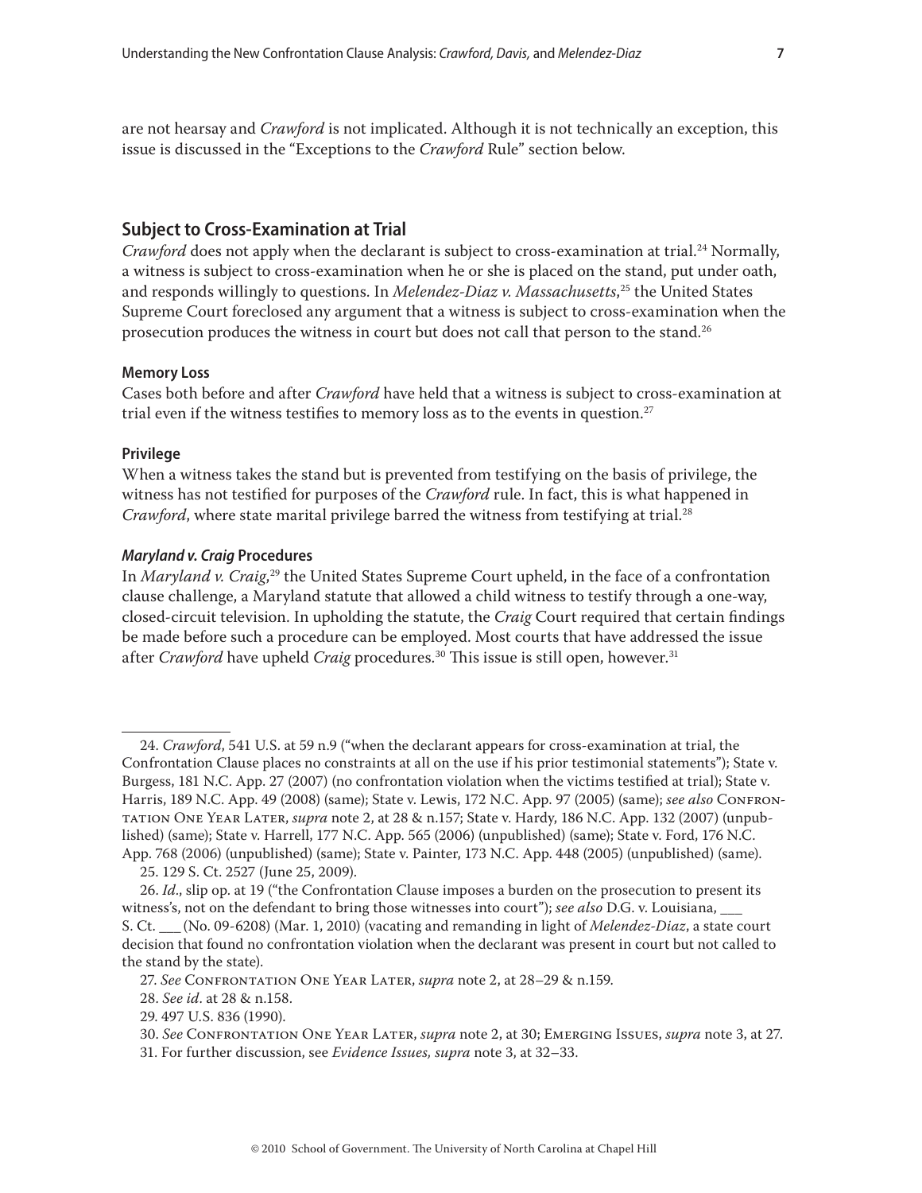are not hearsay and *Crawford* is not implicated. Although it is not technically an exception, this issue is discussed in the "Exceptions to the *Crawford* Rule" section below.

## Subject to Cross-Examination at Trial

*Crawford* does not apply when the declarant is subject to cross-examination at trial.[24] Normally, a witness is subject to cross-examination when he or she is placed on the stand, put under oath, and responds willingly to questions. In *Melendez-Diaz v. Massachusetts*,[25] the United States Supreme Court foreclosed any argument that a witness is subject to cross-examination when the prosecution produces the witness in court but does not call that person to the stand.[26]

### Memory Loss

Cases both before and after *Crawford* have held that a witness is subject to cross-examination at trial even if the witness testifies to memory loss as to the events in question.[27]

### Privilege

When a witness takes the stand but is prevented from testifying on the basis of privilege, the witness has not testified for purposes of the *Crawford* rule. In fact, this is what happened in *Crawford*, where state marital privilege barred the witness from testifying at trial.[28]

### *Maryland v. Craig* Procedures

In *Maryland v. Craig*,[29] the United States Supreme Court upheld, in the face of a confrontation clause challenge, a Maryland statute that allowed a child witness to testify through a one-way, closed-circuit television. In upholding the statute, the *Craig* Court required that certain findings be made before such a procedure can be employed. Most courts that have addressed the issue after *Crawford* have upheld *Craig* procedures.[30] This issue is still open, however.[31]

---

24. *Crawford*, 541 U.S. at 59 n.9 ("when the declarant appears for cross-examination at trial, the Confrontation Clause places no constraints at all on the use if his prior testimonial statements"); State v. Burgess, 181 N.C. App. 27 (2007) (no confrontation violation when the victims testified at trial); State v. Harris, 189 N.C. App. 49 (2008) (same); State v. Lewis, 172 N.C. App. 97 (2005) (same); *see also* Confrontation One Year Later, *supra* note 2, at 28 & n.157; State v. Hardy, 186 N.C. App. 132 (2007) (unpublished) (same); State v. Harrell, 177 N.C. App. 565 (2006) (unpublished) (same); State v. Ford, 176 N.C. App. 768 (2006) (unpublished) (same); State v. Painter, 173 N.C. App. 448 (2005) (unpublished) (same).

25. 129 S. Ct. 2527 (June 25, 2009).

26. *Id.*, slip op. at 19 ("the Confrontation Clause imposes a burden on the prosecution to present its witness's, not on the defendant to bring those witnesses into court"); *see also* D.G. v. Louisiana, ___ S. Ct. ___ (No. 09-6208) (Mar. 1, 2010) (vacating and remanding in light of *Melendez-Diaz*, a state court decision that found no confrontation violation when the declarant was present in court but not called to the stand by the state).

27. *See* Confrontation One Year Later, *supra* note 2, at 28–29 & n.159.

28. *See id.* at 28 & n.158.

29. 497 U.S. 836 (1990).

30. *See* Confrontation One Year Later, *supra* note 2, at 30; Emerging Issues, *supra* note 3, at 27.

31. For further discussion, see *Evidence Issues, supra* note 3, at 32–33.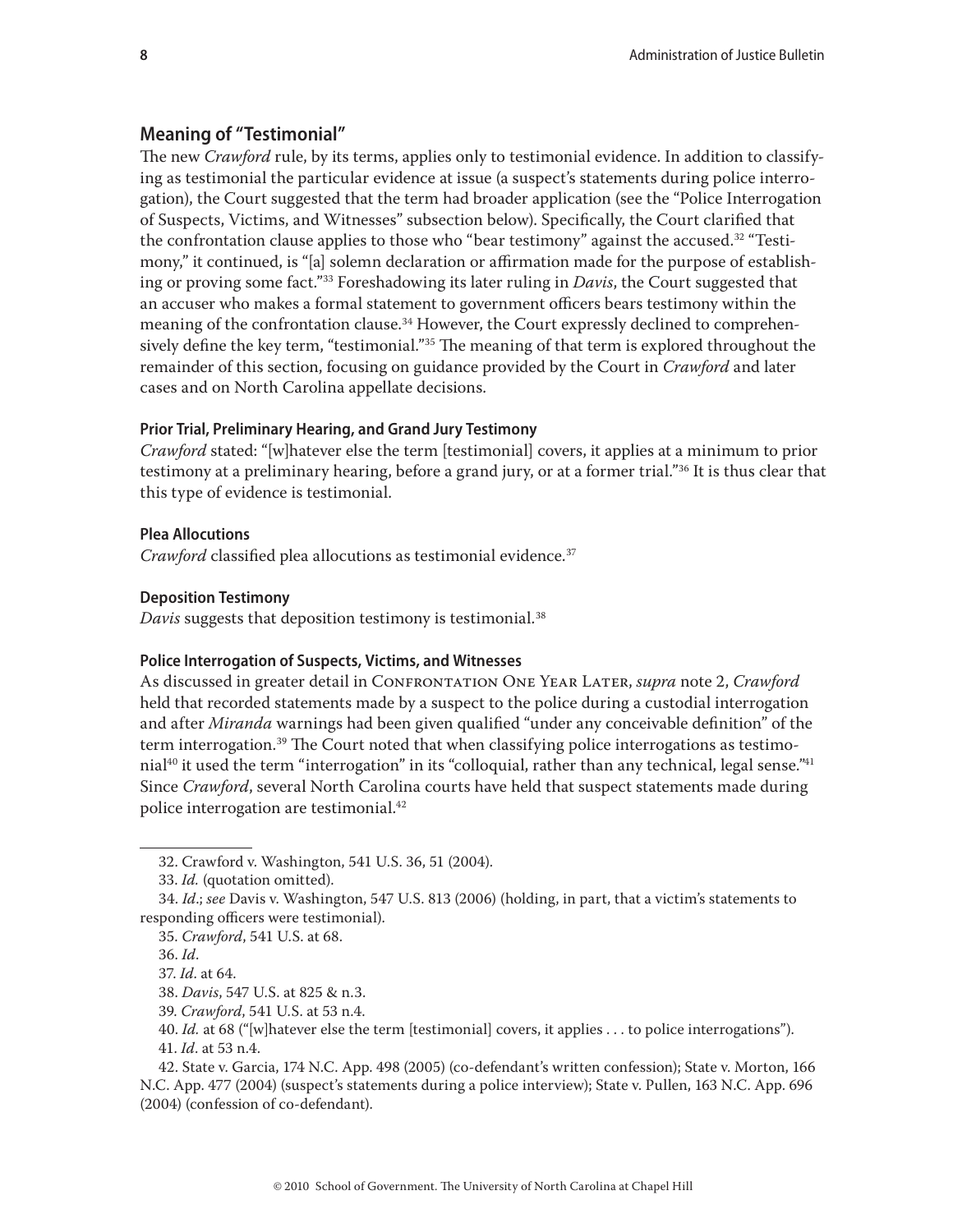## Meaning of "Testimonial"

The new *Crawford* rule, by its terms, applies only to testimonial evidence. In addition to classifying as testimonial the particular evidence at issue (a suspect's statements during police interrogation), the Court suggested that the term had broader application (see the "Police Interrogation of Suspects, Victims, and Witnesses" subsection below). Specifically, the Court clarified that the confrontation clause applies to those who "bear testimony" against the accused.[32] "Testimony," it continued, is "[a] solemn declaration or affirmation made for the purpose of establishing or proving some fact."[33] Foreshadowing its later ruling in *Davis*, the Court suggested that an accuser who makes a formal statement to government officers bears testimony within the meaning of the confrontation clause.[34] However, the Court expressly declined to comprehensively define the key term, "testimonial."[35] The meaning of that term is explored throughout the remainder of this section, focusing on guidance provided by the Court in *Crawford* and later cases and on North Carolina appellate decisions.

### Prior Trial, Preliminary Hearing, and Grand Jury Testimony

*Crawford* stated: "[w]hatever else the term [testimonial] covers, it applies at a minimum to prior testimony at a preliminary hearing, before a grand jury, or at a former trial."[36] It is thus clear that this type of evidence is testimonial.

### Plea Allocutions

*Crawford* classified plea allocutions as testimonial evidence.[37]

### Deposition Testimony

*Davis* suggests that deposition testimony is testimonial.[38]

### Police Interrogation of Suspects, Victims, and Witnesses

As discussed in greater detail in Confrontation One Year Later, *supra* note 2, *Crawford* held that recorded statements made by a suspect to the police during a custodial interrogation and after *Miranda* warnings had been given qualified "under any conceivable definition" of the term interrogation.[39] The Court noted that when classifying police interrogations as testimonial[40] it used the term "interrogation" in its "colloquial, rather than any technical, legal sense."[41] Since *Crawford*, several North Carolina courts have held that suspect statements made during police interrogation are testimonial.[42]

---

32. Crawford v. Washington, 541 U.S. 36, 51 (2004).

33. *Id.* (quotation omitted).

34. *Id*.; *see* Davis v. Washington, 547 U.S. 813 (2006) (holding, in part, that a victim's statements to responding officers were testimonial).

35. *Crawford*, 541 U.S. at 68.

36. *Id*.

37. *Id*. at 64.

38. *Davis*, 547 U.S. at 825 & n.3.

39. *Crawford*, 541 U.S. at 53 n.4.

40. *Id.* at 68 ("[w]hatever else the term [testimonial] covers, it applies . . . to police interrogations").

41. *Id*. at 53 n.4.

42. State v. Garcia, 174 N.C. App. 498 (2005) (co-defendant's written confession); State v. Morton, 166 N.C. App. 477 (2004) (suspect's statements during a police interview); State v. Pullen, 163 N.C. App. 696 (2004) (confession of co-defendant).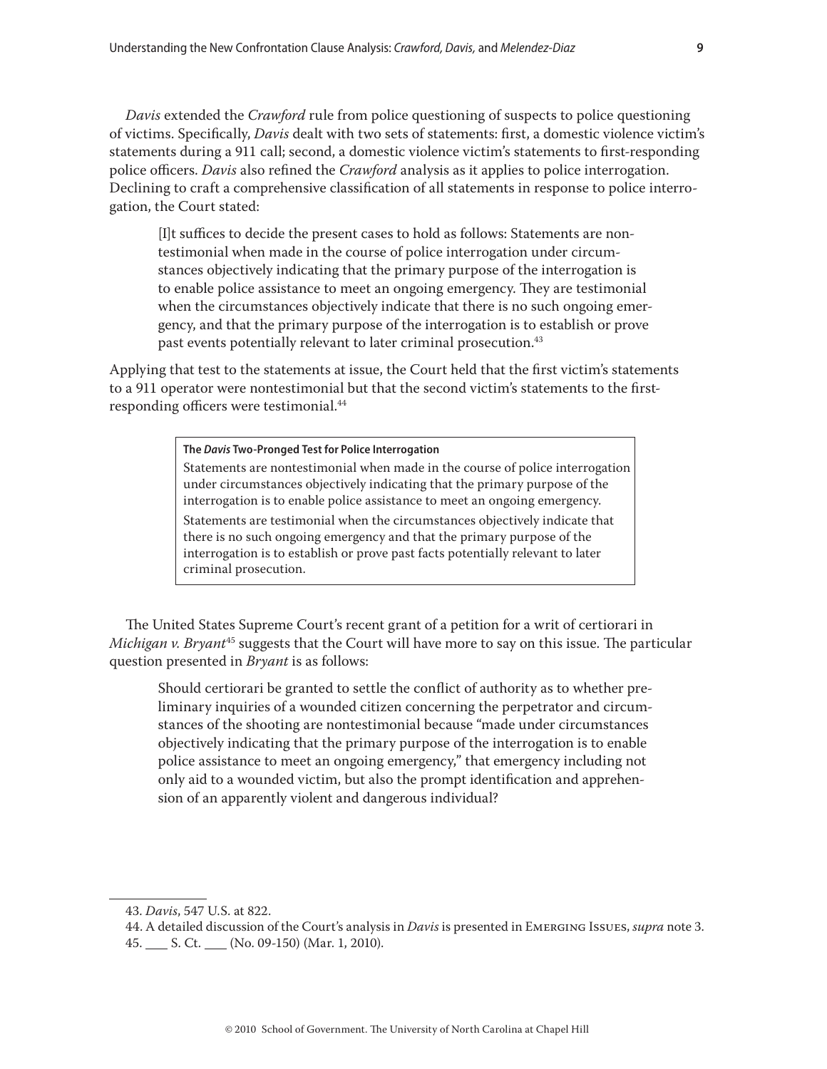*Davis* extended the *Crawford* rule from police questioning of suspects to police questioning of victims. Specifically, *Davis* dealt with two sets of statements: first, a domestic violence victim's statements during a 911 call; second, a domestic violence victim's statements to first-responding police officers. *Davis* also refined the *Crawford* analysis as it applies to police interrogation. Declining to craft a comprehensive classification of all statements in response to police interrogation, the Court stated:

> [I]t suffices to decide the present cases to hold as follows: Statements are nontestimonial when made in the course of police interrogation under circumstances objectively indicating that the primary purpose of the interrogation is to enable police assistance to meet an ongoing emergency. They are testimonial when the circumstances objectively indicate that there is no such ongoing emergency, and that the primary purpose of the interrogation is to establish or prove past events potentially relevant to later criminal prosecution.[43]

Applying that test to the statements at issue, the Court held that the first victim's statements to a 911 operator were nontestimonial but that the second victim's statements to the first-responding officers were testimonial.[44]

**The *Davis* Two-Pronged Test for Police Interrogation**

Statements are nontestimonial when made in the course of police interrogation under circumstances objectively indicating that the primary purpose of the interrogation is to enable police assistance to meet an ongoing emergency.

Statements are testimonial when the circumstances objectively indicate that there is no such ongoing emergency and that the primary purpose of the interrogation is to establish or prove past facts potentially relevant to later criminal prosecution.

The United States Supreme Court's recent grant of a petition for a writ of certiorari in *Michigan v. Bryant*[45] suggests that the Court will have more to say on this issue. The particular question presented in *Bryant* is as follows:

> Should certiorari be granted to settle the conflict of authority as to whether preliminary inquiries of a wounded citizen concerning the perpetrator and circumstances of the shooting are nontestimonial because "made under circumstances objectively indicating that the primary purpose of the interrogation is to enable police assistance to meet an ongoing emergency," that emergency including not only aid to a wounded victim, but also the prompt identification and apprehension of an apparently violent and dangerous individual?

---

43. *Davis*, 547 U.S. at 822.

44. A detailed discussion of the Court's analysis in *Davis* is presented in Emerging Issues, *supra* note 3.

45. ___ S. Ct. ___ (No. 09-150) (Mar. 1, 2010).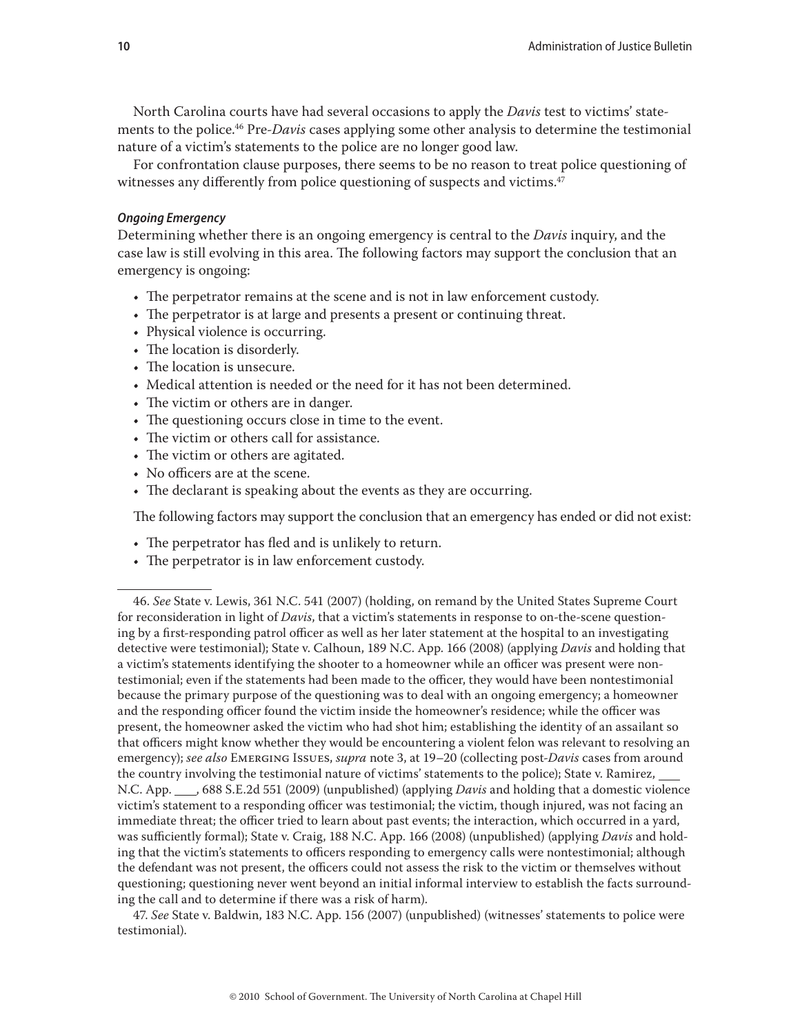North Carolina courts have had several occasions to apply the *Davis* test to victims' statements to the police.[46] Pre-*Davis* cases applying some other analysis to determine the testimonial nature of a victim's statements to the police are no longer good law.

For confrontation clause purposes, there seems to be no reason to treat police questioning of witnesses any differently from police questioning of suspects and victims.[47]

#### *Ongoing Emergency*

Determining whether there is an ongoing emergency is central to the *Davis* inquiry, and the case law is still evolving in this area. The following factors may support the conclusion that an emergency is ongoing:

- The perpetrator remains at the scene and is not in law enforcement custody.
- The perpetrator is at large and presents a present or continuing threat.
- Physical violence is occurring.
- The location is disorderly.
- The location is unsecure.
- Medical attention is needed or the need for it has not been determined.
- The victim or others are in danger.
- The questioning occurs close in time to the event.
- The victim or others call for assistance.
- The victim or others are agitated.
- No officers are at the scene.
- The declarant is speaking about the events as they are occurring.

The following factors may support the conclusion that an emergency has ended or did not exist:

- The perpetrator has fled and is unlikely to return.
- The perpetrator is in law enforcement custody.

---

46. *See* State v. Lewis, 361 N.C. 541 (2007) (holding, on remand by the United States Supreme Court for reconsideration in light of *Davis*, that a victim's statements in response to on-the-scene questioning by a first-responding patrol officer as well as her later statement at the hospital to an investigating detective were testimonial); State v. Calhoun, 189 N.C. App. 166 (2008) (applying *Davis* and holding that a victim's statements identifying the shooter to a homeowner while an officer was present were nontestimonial; even if the statements had been made to the officer, they would have been nontestimonial because the primary purpose of the questioning was to deal with an ongoing emergency; a homeowner and the responding officer found the victim inside the homeowner's residence; while the officer was present, the homeowner asked the victim who had shot him; establishing the identity of an assailant so that officers might know whether they would be encountering a violent felon was relevant to resolving an emergency); *see also* Emerging Issues, *supra* note 3, at 19–20 (collecting post-*Davis* cases from around the country involving the testimonial nature of victims' statements to the police); State v. Ramirez, \_\_\_ N.C. App. \_\_\_, 688 S.E.2d 551 (2009) (unpublished) (applying *Davis* and holding that a domestic violence victim's statement to a responding officer was testimonial; the victim, though injured, was not facing an immediate threat; the officer tried to learn about past events; the interaction, which occurred in a yard, was sufficiently formal); State v. Craig, 188 N.C. App. 166 (2008) (unpublished) (applying *Davis* and holding that the victim's statements to officers responding to emergency calls were nontestimonial; although the defendant was not present, the officers could not assess the risk to the victim or themselves without questioning; questioning never went beyond an initial informal interview to establish the facts surrounding the call and to determine if there was a risk of harm).

47. *See* State v. Baldwin, 183 N.C. App. 156 (2007) (unpublished) (witnesses' statements to police were testimonial).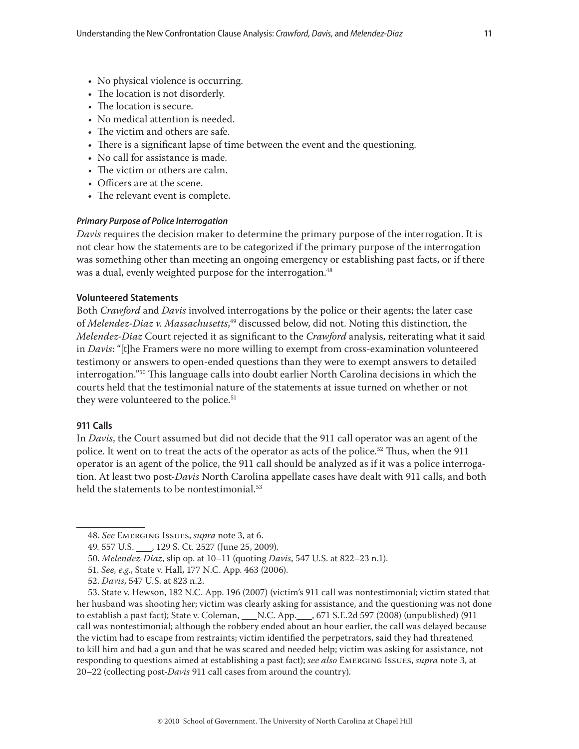- No physical violence is occurring.
- The location is not disorderly.
- The location is secure.
- No medical attention is needed.
- The victim and others are safe.
- There is a significant lapse of time between the event and the questioning.
- No call for assistance is made.
- The victim or others are calm.
- Officers are at the scene.
- The relevant event is complete.

***Primary Purpose of Police Interrogation***

*Davis* requires the decision maker to determine the primary purpose of the interrogation. It is not clear how the statements are to be categorized if the primary purpose of the interrogation was something other than meeting an ongoing emergency or establishing past facts, or if there was a dual, evenly weighted purpose for the interrogation.[48]

**Volunteered Statements**

Both *Crawford* and *Davis* involved interrogations by the police or their agents; the later case of *Melendez-Diaz v. Massachusetts*,[49] discussed below, did not. Noting this distinction, the *Melendez-Diaz* Court rejected it as significant to the *Crawford* analysis, reiterating what it said in *Davis*: "[t]he Framers were no more willing to exempt from cross-examination volunteered testimony or answers to open-ended questions than they were to exempt answers to detailed interrogation."[50] This language calls into doubt earlier North Carolina decisions in which the courts held that the testimonial nature of the statements at issue turned on whether or not they were volunteered to the police.[51]

**911 Calls**

In *Davis*, the Court assumed but did not decide that the 911 call operator was an agent of the police. It went on to treat the acts of the operator as acts of the police.[52] Thus, when the 911 operator is an agent of the police, the 911 call should be analyzed as if it was a police interrogation. At least two post-*Davis* North Carolina appellate cases have dealt with 911 calls, and both held the statements to be nontestimonial.[53]

---

48. *See* Emerging Issues, *supra* note 3, at 6.

49. 557 U.S. ___, 129 S. Ct. 2527 (June 25, 2009).

50. *Melendez-Diaz*, slip op. at 10–11 (quoting *Davis*, 547 U.S. at 822–23 n.1).

51. *See, e.g.*, State v. Hall, 177 N.C. App. 463 (2006).

52. *Davis*, 547 U.S. at 823 n.2.

53. State v. Hewson, 182 N.C. App. 196 (2007) (victim's 911 call was nontestimonial; victim stated that her husband was shooting her; victim was clearly asking for assistance, and the questioning was not done to establish a past fact); State v. Coleman, ___N.C. App.___, 671 S.E.2d 597 (2008) (unpublished) (911 call was nontestimonial; although the robbery ended about an hour earlier, the call was delayed because the victim had to escape from restraints; victim identified the perpetrators, said they had threatened to kill him and had a gun and that he was scared and needed help; victim was asking for assistance, not responding to questions aimed at establishing a past fact); *see also* Emerging Issues, *supra* note 3, at 20–22 (collecting post-*Davis* 911 call cases from around the country).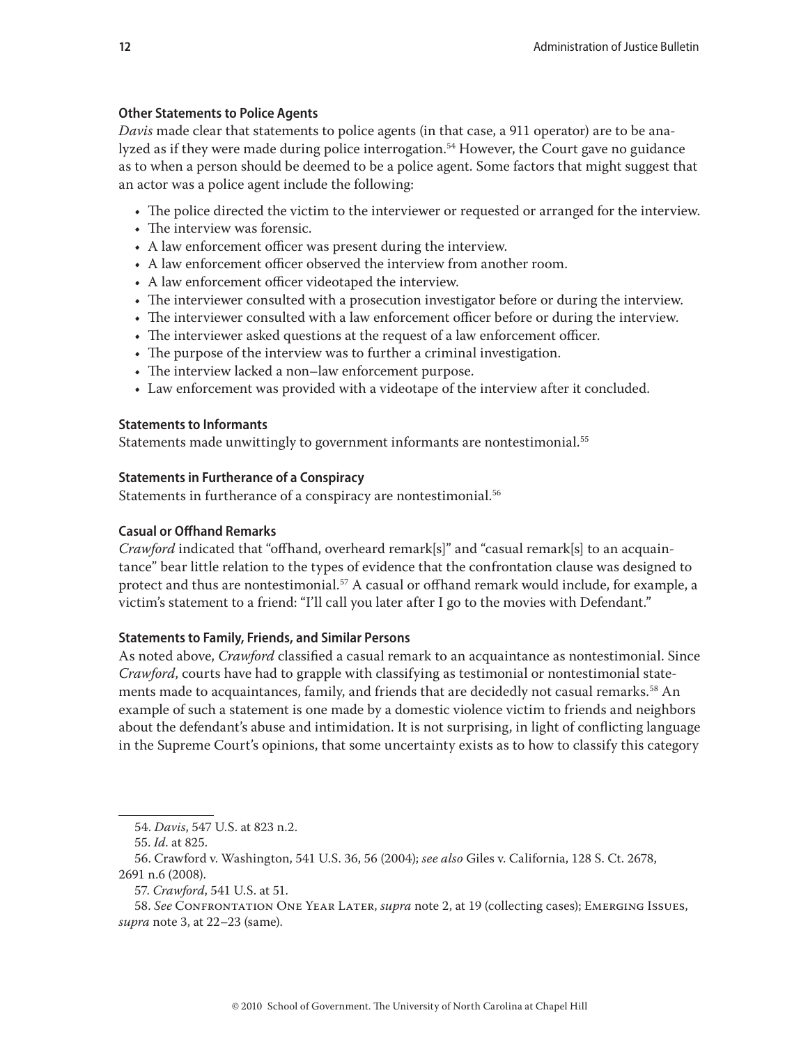### Other Statements to Police Agents

*Davis* made clear that statements to police agents (in that case, a 911 operator) are to be analyzed as if they were made during police interrogation.[54] However, the Court gave no guidance as to when a person should be deemed to be a police agent. Some factors that might suggest that an actor was a police agent include the following:

- The police directed the victim to the interviewer or requested or arranged for the interview.
- The interview was forensic.
- A law enforcement officer was present during the interview.
- A law enforcement officer observed the interview from another room.
- A law enforcement officer videotaped the interview.
- The interviewer consulted with a prosecution investigator before or during the interview.
- The interviewer consulted with a law enforcement officer before or during the interview.
- The interviewer asked questions at the request of a law enforcement officer.
- The purpose of the interview was to further a criminal investigation.
- The interview lacked a non–law enforcement purpose.
- Law enforcement was provided with a videotape of the interview after it concluded.

### Statements to Informants

Statements made unwittingly to government informants are nontestimonial.[55]

### Statements in Furtherance of a Conspiracy

Statements in furtherance of a conspiracy are nontestimonial.[56]

### Casual or Offhand Remarks

*Crawford* indicated that "offhand, overheard remark[s]" and "casual remark[s] to an acquaintance" bear little relation to the types of evidence that the confrontation clause was designed to protect and thus are nontestimonial.[57] A casual or offhand remark would include, for example, a victim's statement to a friend: "I'll call you later after I go to the movies with Defendant."

### Statements to Family, Friends, and Similar Persons

As noted above, *Crawford* classified a casual remark to an acquaintance as nontestimonial. Since *Crawford*, courts have had to grapple with classifying as testimonial or nontestimonial statements made to acquaintances, family, and friends that are decidedly not casual remarks.[58] An example of such a statement is one made by a domestic violence victim to friends and neighbors about the defendant's abuse and intimidation. It is not surprising, in light of conflicting language in the Supreme Court's opinions, that some uncertainty exists as to how to classify this category

---

54. *Davis*, 547 U.S. at 823 n.2.

55. *Id*. at 825.

56. Crawford v. Washington, 541 U.S. 36, 56 (2004); *see also* Giles v. California, 128 S. Ct. 2678, 2691 n.6 (2008).

57. *Crawford*, 541 U.S. at 51.

58. *See* Confrontation One Year Later, *supra* note 2, at 19 (collecting cases); Emerging Issues, *supra* note 3, at 22–23 (same).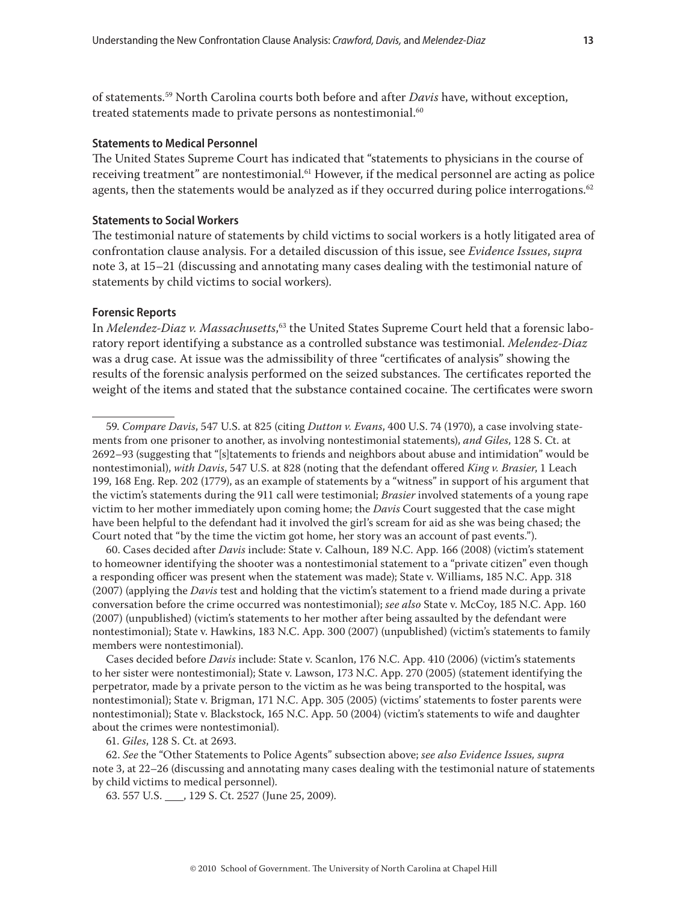of statements.[59] North Carolina courts both before and after *Davis* have, without exception, treated statements made to private persons as nontestimonial.[60]

### Statements to Medical Personnel

The United States Supreme Court has indicated that "statements to physicians in the course of receiving treatment" are nontestimonial.[61] However, if the medical personnel are acting as police agents, then the statements would be analyzed as if they occurred during police interrogations.[62]

### Statements to Social Workers

The testimonial nature of statements by child victims to social workers is a hotly litigated area of confrontation clause analysis. For a detailed discussion of this issue, see *Evidence Issues*, *supra* note 3, at 15–21 (discussing and annotating many cases dealing with the testimonial nature of statements by child victims to social workers).

### Forensic Reports

In *Melendez-Diaz v. Massachusetts*,[63] the United States Supreme Court held that a forensic laboratory report identifying a substance as a controlled substance was testimonial. *Melendez-Diaz* was a drug case. At issue was the admissibility of three "certificates of analysis" showing the results of the forensic analysis performed on the seized substances. The certificates reported the weight of the items and stated that the substance contained cocaine. The certificates were sworn

---

59. *Compare Davis*, 547 U.S. at 825 (citing *Dutton v. Evans*, 400 U.S. 74 (1970), a case involving statements from one prisoner to another, as involving nontestimonial statements), *and Giles*, 128 S. Ct. at 2692–93 (suggesting that "[s]tatements to friends and neighbors about abuse and intimidation" would be nontestimonial), *with Davis*, 547 U.S. at 828 (noting that the defendant offered *King v. Brasier*, 1 Leach 199, 168 Eng. Rep. 202 (1779), as an example of statements by a "witness" in support of his argument that the victim's statements during the 911 call were testimonial; *Brasier* involved statements of a young rape victim to her mother immediately upon coming home; the *Davis* Court suggested that the case might have been helpful to the defendant had it involved the girl's scream for aid as she was being chased; the Court noted that "by the time the victim got home, her story was an account of past events.").

60. Cases decided after *Davis* include: State v. Calhoun, 189 N.C. App. 166 (2008) (victim's statement to homeowner identifying the shooter was a nontestimonial statement to a "private citizen" even though a responding officer was present when the statement was made); State v. Williams, 185 N.C. App. 318 (2007) (applying the *Davis* test and holding that the victim's statement to a friend made during a private conversation before the crime occurred was nontestimonial); *see also* State v. McCoy, 185 N.C. App. 160 (2007) (unpublished) (victim's statements to her mother after being assaulted by the defendant were nontestimonial); State v. Hawkins, 183 N.C. App. 300 (2007) (unpublished) (victim's statements to family members were nontestimonial).

Cases decided before *Davis* include: State v. Scanlon, 176 N.C. App. 410 (2006) (victim's statements to her sister were nontestimonial); State v. Lawson, 173 N.C. App. 270 (2005) (statement identifying the perpetrator, made by a private person to the victim as he was being transported to the hospital, was nontestimonial); State v. Brigman, 171 N.C. App. 305 (2005) (victims' statements to foster parents were nontestimonial); State v. Blackstock, 165 N.C. App. 50 (2004) (victim's statements to wife and daughter about the crimes were nontestimonial).

61. *Giles*, 128 S. Ct. at 2693.

62. *See* the "Other Statements to Police Agents" subsection above; *see also Evidence Issues, supra* note 3, at 22–26 (discussing and annotating many cases dealing with the testimonial nature of statements by child victims to medical personnel).

63. 557 U.S. ___, 129 S. Ct. 2527 (June 25, 2009).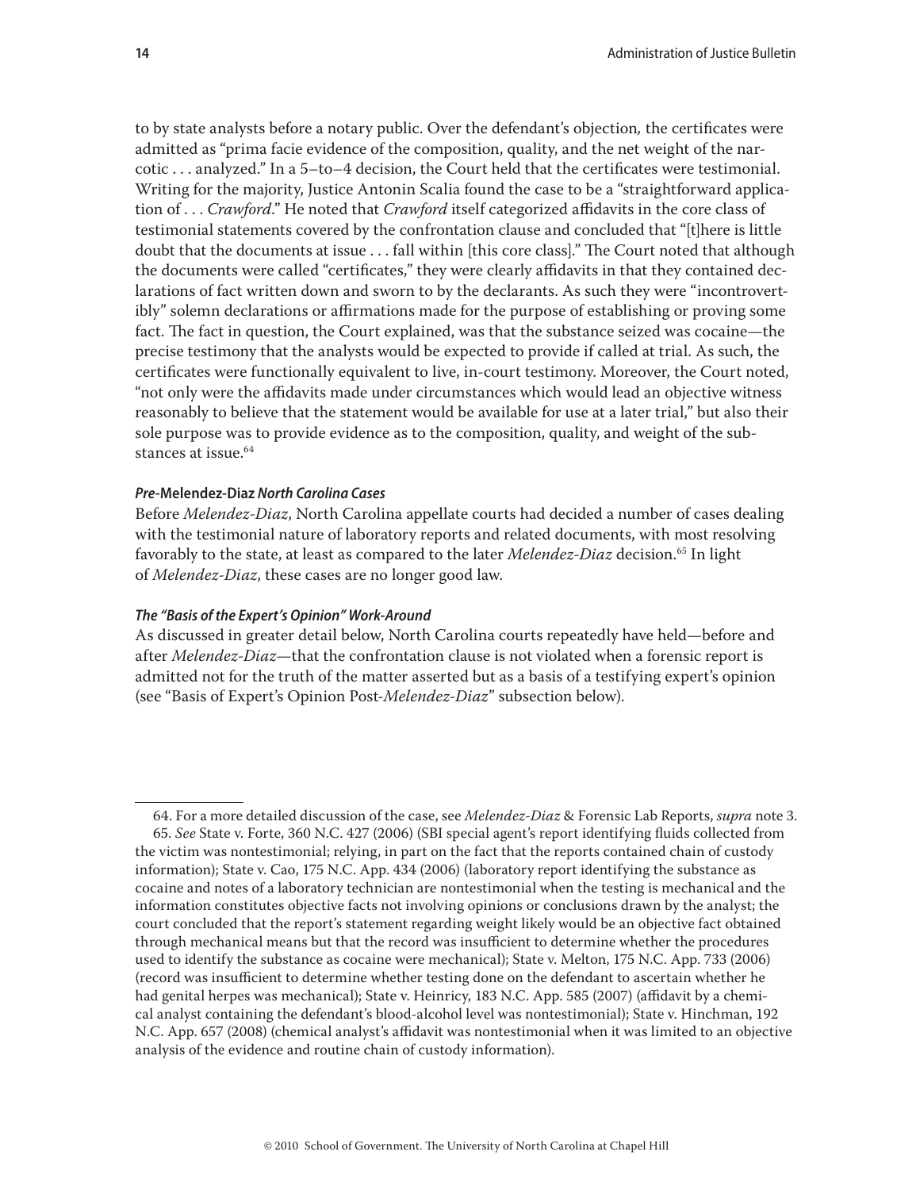to by state analysts before a notary public. Over the defendant's objection, the certificates were admitted as "prima facie evidence of the composition, quality, and the net weight of the narcotic . . . analyzed." In a 5–to–4 decision, the Court held that the certificates were testimonial. Writing for the majority, Justice Antonin Scalia found the case to be a "straightforward application of . . . *Crawford*." He noted that *Crawford* itself categorized affidavits in the core class of testimonial statements covered by the confrontation clause and concluded that "[t]here is little doubt that the documents at issue . . . fall within [this core class]." The Court noted that although the documents were called "certificates," they were clearly affidavits in that they contained declarations of fact written down and sworn to by the declarants. As such they were "incontrovertibly" solemn declarations or affirmations made for the purpose of establishing or proving some fact. The fact in question, the Court explained, was that the substance seized was cocaine—the precise testimony that the analysts would be expected to provide if called at trial. As such, the certificates were functionally equivalent to live, in-court testimony. Moreover, the Court noted, "not only were the affidavits made under circumstances which would lead an objective witness reasonably to believe that the statement would be available for use at a later trial," but also their sole purpose was to provide evidence as to the composition, quality, and weight of the substances at issue.[64]

#### *Pre-*Melendez-Diaz *North Carolina Cases*

Before *Melendez-Diaz*, North Carolina appellate courts had decided a number of cases dealing with the testimonial nature of laboratory reports and related documents, with most resolving favorably to the state, at least as compared to the later *Melendez-Diaz* decision.[65] In light of *Melendez-Diaz*, these cases are no longer good law.

#### *The "Basis of the Expert's Opinion" Work-Around*

As discussed in greater detail below, North Carolina courts repeatedly have held—before and after *Melendez-Diaz*—that the confrontation clause is not violated when a forensic report is admitted not for the truth of the matter asserted but as a basis of a testifying expert's opinion (see "Basis of Expert's Opinion Post-*Melendez-Diaz*" subsection below).

---

64. For a more detailed discussion of the case, see *Melendez-Diaz* & Forensic Lab Reports, *supra* note 3.

65. *See* State v. Forte, 360 N.C. 427 (2006) (SBI special agent's report identifying fluids collected from the victim was nontestimonial; relying, in part on the fact that the reports contained chain of custody information); State v. Cao, 175 N.C. App. 434 (2006) (laboratory report identifying the substance as cocaine and notes of a laboratory technician are nontestimonial when the testing is mechanical and the information constitutes objective facts not involving opinions or conclusions drawn by the analyst; the court concluded that the report's statement regarding weight likely would be an objective fact obtained through mechanical means but that the record was insufficient to determine whether the procedures used to identify the substance as cocaine were mechanical); State v. Melton, 175 N.C. App. 733 (2006) (record was insufficient to determine whether testing done on the defendant to ascertain whether he had genital herpes was mechanical); State v. Heinricy, 183 N.C. App. 585 (2007) (affidavit by a chemical analyst containing the defendant's blood-alcohol level was nontestimonial); State v. Hinchman, 192 N.C. App. 657 (2008) (chemical analyst's affidavit was nontestimonial when it was limited to an objective analysis of the evidence and routine chain of custody information).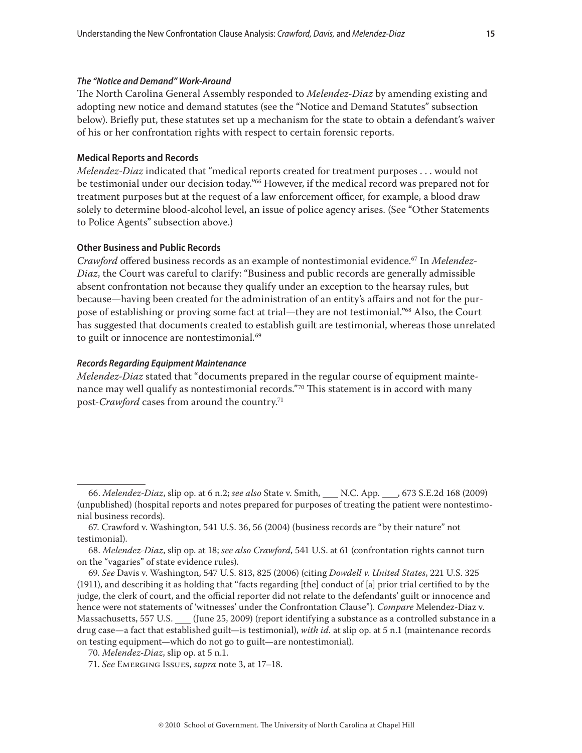#### *The "Notice and Demand" Work-Around*

The North Carolina General Assembly responded to *Melendez-Diaz* by amending existing and adopting new notice and demand statutes (see the "Notice and Demand Statutes" subsection below). Briefly put, these statutes set up a mechanism for the state to obtain a defendant's waiver of his or her confrontation rights with respect to certain forensic reports.

### Medical Reports and Records

*Melendez-Diaz* indicated that "medical reports created for treatment purposes . . . would not be testimonial under our decision today."[66] However, if the medical record was prepared not for treatment purposes but at the request of a law enforcement officer, for example, a blood draw solely to determine blood-alcohol level, an issue of police agency arises. (See "Other Statements to Police Agents" subsection above.)

### Other Business and Public Records

*Crawford* offered business records as an example of nontestimonial evidence.[67] In *Melendez-Diaz*, the Court was careful to clarify: "Business and public records are generally admissible absent confrontation not because they qualify under an exception to the hearsay rules, but because—having been created for the administration of an entity's affairs and not for the purpose of establishing or proving some fact at trial—they are not testimonial."[68] Also, the Court has suggested that documents created to establish guilt are testimonial, whereas those unrelated to guilt or innocence are nontestimonial.[69]

#### *Records Regarding Equipment Maintenance*

*Melendez-Diaz* stated that "documents prepared in the regular course of equipment maintenance may well qualify as nontestimonial records."[70] This statement is in accord with many post-*Crawford* cases from around the country.[71]

---

66. *Melendez-Diaz*, slip op. at 6 n.2; *see also* State v. Smith, ___ N.C. App. ___, 673 S.E.2d 168 (2009) (unpublished) (hospital reports and notes prepared for purposes of treating the patient were nontestimonial business records).

67. Crawford v. Washington, 541 U.S. 36, 56 (2004) (business records are "by their nature" not testimonial).

68. *Melendez-Diaz*, slip op. at 18; *see also Crawford*, 541 U.S. at 61 (confrontation rights cannot turn on the "vagaries" of state evidence rules).

69. *See* Davis v. Washington, 547 U.S. 813, 825 (2006) (citing *Dowdell v. United States*, 221 U.S. 325 (1911), and describing it as holding that "facts regarding [the] conduct of [a] prior trial certified to by the judge, the clerk of court, and the official reporter did not relate to the defendants' guilt or innocence and hence were not statements of 'witnesses' under the Confrontation Clause"). *Compare* Melendez-Diaz v. Massachusetts, 557 U.S. ___ (June 25, 2009) (report identifying a substance as a controlled substance in a drug case—a fact that established guilt—is testimonial), *with id.* at slip op. at 5 n.1 (maintenance records on testing equipment—which do not go to guilt—are nontestimonial).

70. *Melendez-Diaz*, slip op. at 5 n.1.

71. *See* Emerging Issues, *supra* note 3, at 17–18.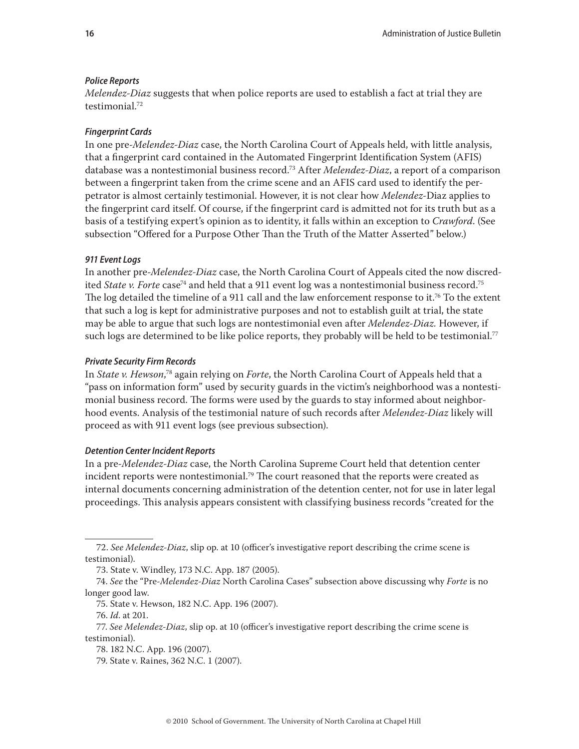#### *Police Reports*

*Melendez-Diaz* suggests that when police reports are used to establish a fact at trial they are testimonial.[72]

#### *Fingerprint Cards*

In one pre-*Melendez-Diaz* case, the North Carolina Court of Appeals held, with little analysis, that a fingerprint card contained in the Automated Fingerprint Identification System (AFIS) database was a nontestimonial business record.[73] After *Melendez-Diaz*, a report of a comparison between a fingerprint taken from the crime scene and an AFIS card used to identify the perpetrator is almost certainly testimonial. However, it is not clear how *Melendez-*Diaz applies to the fingerprint card itself. Of course, if the fingerprint card is admitted not for its truth but as a basis of a testifying expert's opinion as to identity, it falls within an exception to *Crawford*. (See subsection "Offered for a Purpose Other Than the Truth of the Matter Asserted" below.)

#### *911 Event Logs*

In another pre-*Melendez-Diaz* case, the North Carolina Court of Appeals cited the now discredited *State v. Forte* case[74] and held that a 911 event log was a nontestimonial business record.[75] The log detailed the timeline of a 911 call and the law enforcement response to it.[76] To the extent that such a log is kept for administrative purposes and not to establish guilt at trial, the state may be able to argue that such logs are nontestimonial even after *Melendez-Diaz.* However, if such logs are determined to be like police reports, they probably will be held to be testimonial.[77]

#### *Private Security Firm Records*

In *State v. Hewson*,[78] again relying on *Forte*, the North Carolina Court of Appeals held that a "pass on information form" used by security guards in the victim's neighborhood was a nontestimonial business record. The forms were used by the guards to stay informed about neighborhood events. Analysis of the testimonial nature of such records after *Melendez-Diaz* likely will proceed as with 911 event logs (see previous subsection).

#### *Detention Center Incident Reports*

In a pre-*Melendez-Diaz* case, the North Carolina Supreme Court held that detention center incident reports were nontestimonial.[79] The court reasoned that the reports were created as internal documents concerning administration of the detention center, not for use in later legal proceedings. This analysis appears consistent with classifying business records "created for the

---

72. *See Melendez-Diaz*, slip op. at 10 (officer's investigative report describing the crime scene is testimonial).

73. State v. Windley, 173 N.C. App. 187 (2005).

74. *See* the "Pre-*Melendez-Diaz* North Carolina Cases" subsection above discussing why *Forte* is no longer good law.

75. State v. Hewson, 182 N.C. App. 196 (2007).

76. *Id*. at 201.

77. *See Melendez-Diaz*, slip op. at 10 (officer's investigative report describing the crime scene is testimonial).

78. 182 N.C. App. 196 (2007).

79. State v. Raines, 362 N.C. 1 (2007).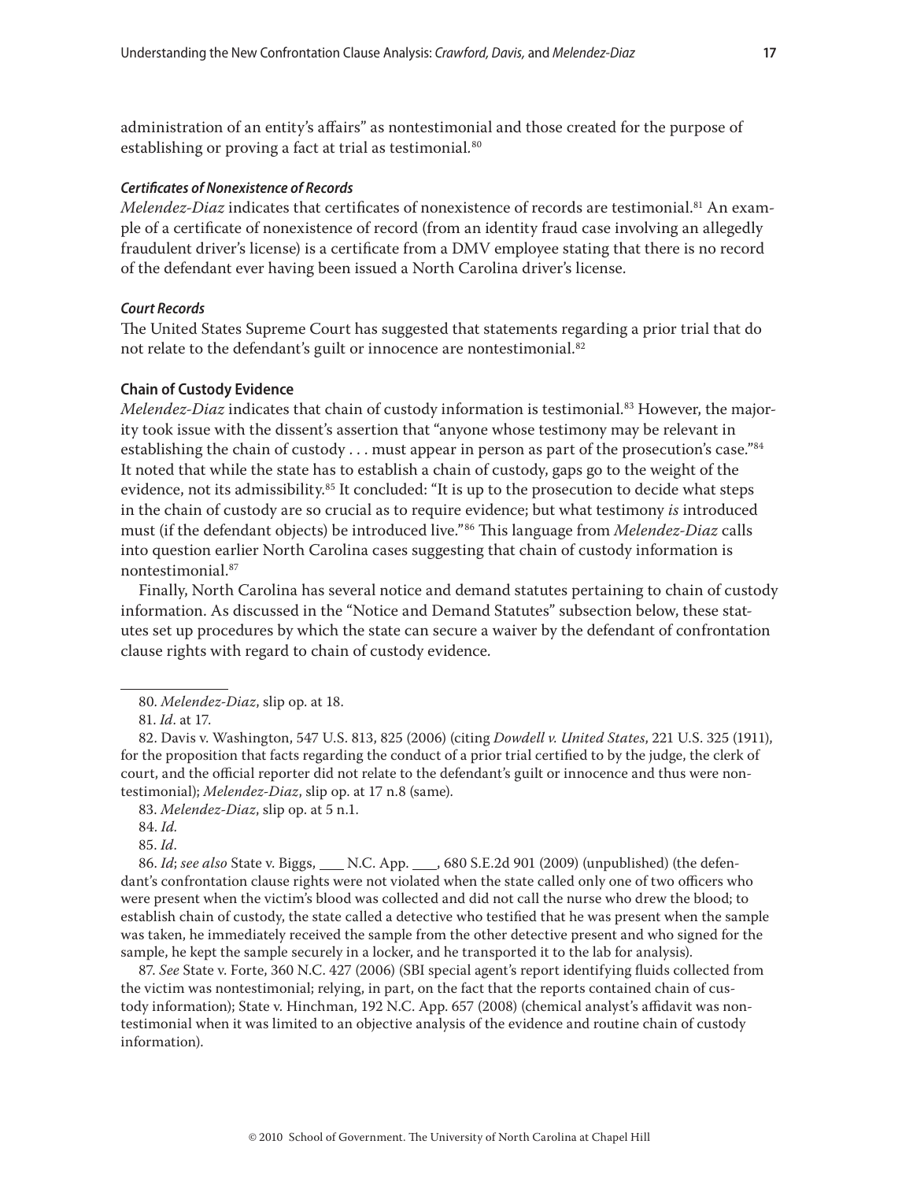administration of an entity's affairs" as nontestimonial and those created for the purpose of establishing or proving a fact at trial as testimonial.[80]

#### *Certificates of Nonexistence of Records*

*Melendez-Diaz* indicates that certificates of nonexistence of records are testimonial.[81] An example of a certificate of nonexistence of record (from an identity fraud case involving an allegedly fraudulent driver's license) is a certificate from a DMV employee stating that there is no record of the defendant ever having been issued a North Carolina driver's license.

#### *Court Records*

The United States Supreme Court has suggested that statements regarding a prior trial that do not relate to the defendant's guilt or innocence are nontestimonial.[82]

### Chain of Custody Evidence

*Melendez-Diaz* indicates that chain of custody information is testimonial.[83] However, the majority took issue with the dissent's assertion that "anyone whose testimony may be relevant in establishing the chain of custody . . . must appear in person as part of the prosecution's case."[84] It noted that while the state has to establish a chain of custody, gaps go to the weight of the evidence, not its admissibility.[85] It concluded: "It is up to the prosecution to decide what steps in the chain of custody are so crucial as to require evidence; but what testimony *is* introduced must (if the defendant objects) be introduced live."[86] This language from *Melendez-Diaz* calls into question earlier North Carolina cases suggesting that chain of custody information is nontestimonial.[87]

Finally, North Carolina has several notice and demand statutes pertaining to chain of custody information. As discussed in the "Notice and Demand Statutes" subsection below, these statutes set up procedures by which the state can secure a waiver by the defendant of confrontation clause rights with regard to chain of custody evidence.

---

80. *Melendez-Diaz*, slip op. at 18.

81. *Id.* at 17.

82. Davis v. Washington, 547 U.S. 813, 825 (2006) (citing *Dowdell v. United States*, 221 U.S. 325 (1911), for the proposition that facts regarding the conduct of a prior trial certified to by the judge, the clerk of court, and the official reporter did not relate to the defendant's guilt or innocence and thus were nontestimonial); *Melendez-Diaz*, slip op. at 17 n.8 (same).

83. *Melendez-Diaz*, slip op. at 5 n.1.

84. *Id.*

85. *Id.*

86. *Id*; *see also* State v. Biggs, ___ N.C. App. ___, 680 S.E.2d 901 (2009) (unpublished) (the defendant's confrontation clause rights were not violated when the state called only one of two officers who were present when the victim's blood was collected and did not call the nurse who drew the blood; to establish chain of custody, the state called a detective who testified that he was present when the sample was taken, he immediately received the sample from the other detective present and who signed for the sample, he kept the sample securely in a locker, and he transported it to the lab for analysis).

87. *See* State v. Forte, 360 N.C. 427 (2006) (SBI special agent's report identifying fluids collected from the victim was nontestimonial; relying, in part, on the fact that the reports contained chain of custody information); State v. Hinchman, 192 N.C. App. 657 (2008) (chemical analyst's affidavit was nontestimonial when it was limited to an objective analysis of the evidence and routine chain of custody information).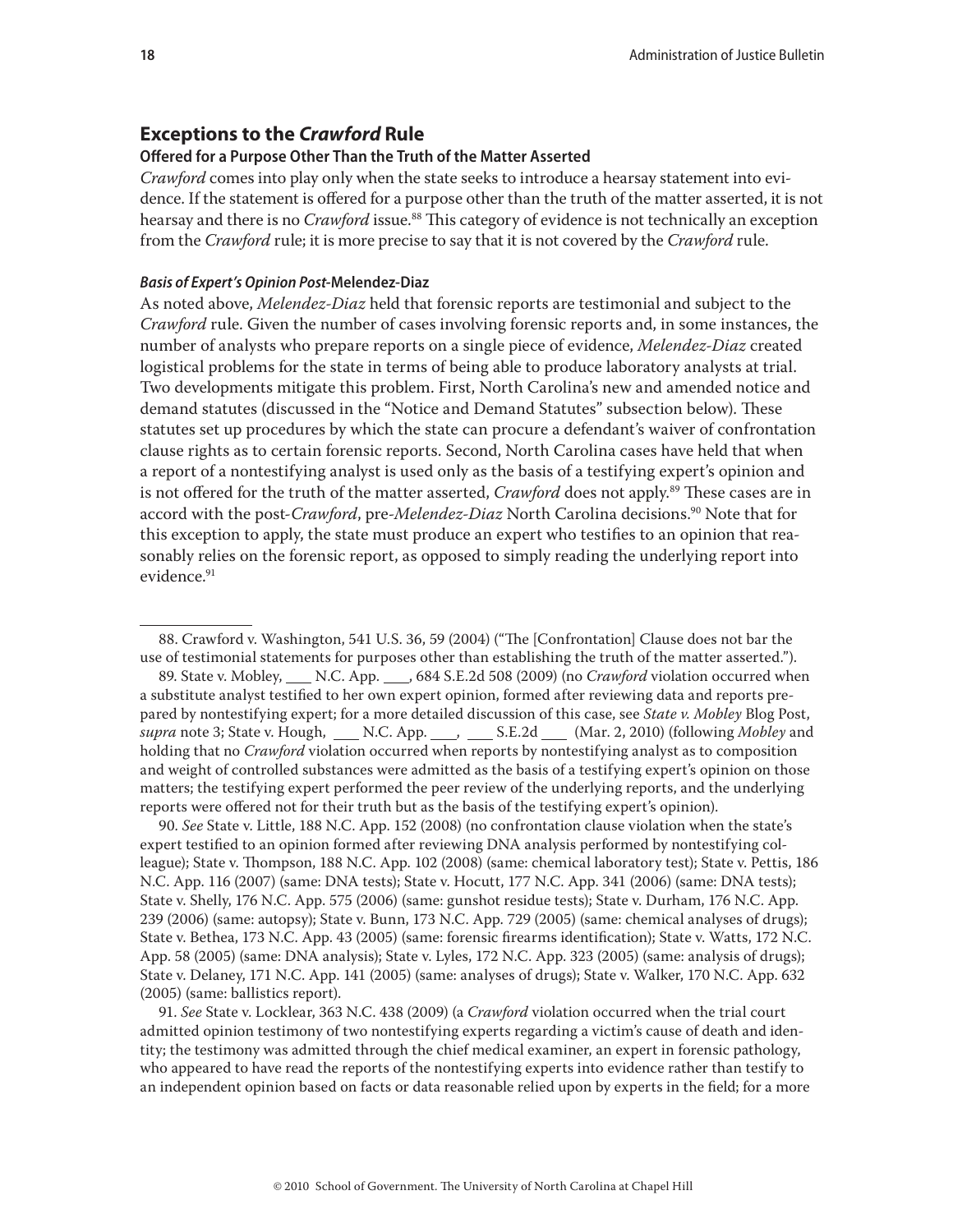## Exceptions to the *Crawford* Rule

### Offered for a Purpose Other Than the Truth of the Matter Asserted

*Crawford* comes into play only when the state seeks to introduce a hearsay statement into evidence. If the statement is offered for a purpose other than the truth of the matter asserted, it is not hearsay and there is no *Crawford* issue.[88] This category of evidence is not technically an exception from the *Crawford* rule; it is more precise to say that it is not covered by the *Crawford* rule.

#### *Basis of Expert's Opinion Post-*Melendez-Diaz

As noted above, *Melendez-Diaz* held that forensic reports are testimonial and subject to the *Crawford* rule. Given the number of cases involving forensic reports and, in some instances, the number of analysts who prepare reports on a single piece of evidence, *Melendez-Diaz* created logistical problems for the state in terms of being able to produce laboratory analysts at trial. Two developments mitigate this problem. First, North Carolina's new and amended notice and demand statutes (discussed in the "Notice and Demand Statutes" subsection below). These statutes set up procedures by which the state can procure a defendant's waiver of confrontation clause rights as to certain forensic reports. Second, North Carolina cases have held that when a report of a nontestifying analyst is used only as the basis of a testifying expert's opinion and is not offered for the truth of the matter asserted, *Crawford* does not apply.[89] These cases are in accord with the post-*Crawford*, pre-*Melendez-Diaz* North Carolina decisions.[90] Note that for this exception to apply, the state must produce an expert who testifies to an opinion that reasonably relies on the forensic report, as opposed to simply reading the underlying report into evidence.[91]

---

88. Crawford v. Washington, 541 U.S. 36, 59 (2004) ("The [Confrontation] Clause does not bar the use of testimonial statements for purposes other than establishing the truth of the matter asserted.").

89. State v. Mobley, ___ N.C. App. ___, 684 S.E.2d 508 (2009) (no *Crawford* violation occurred when a substitute analyst testified to her own expert opinion, formed after reviewing data and reports prepared by nontestifying expert; for a more detailed discussion of this case, see *State v. Mobley* Blog Post, *supra* note 3; State v. Hough, ___ N.C. App. ___, ___ S.E.2d ___ (Mar. 2, 2010) (following *Mobley* and holding that no *Crawford* violation occurred when reports by nontestifying analyst as to composition and weight of controlled substances were admitted as the basis of a testifying expert's opinion on those matters; the testifying expert performed the peer review of the underlying reports, and the underlying reports were offered not for their truth but as the basis of the testifying expert's opinion).

90. *See* State v. Little, 188 N.C. App. 152 (2008) (no confrontation clause violation when the state's expert testified to an opinion formed after reviewing DNA analysis performed by nontestifying colleague); State v. Thompson, 188 N.C. App. 102 (2008) (same: chemical laboratory test); State v. Pettis, 186 N.C. App. 116 (2007) (same: DNA tests); State v. Hocutt, 177 N.C. App. 341 (2006) (same: DNA tests); State v. Shelly, 176 N.C. App. 575 (2006) (same: gunshot residue tests); State v. Durham, 176 N.C. App. 239 (2006) (same: autopsy); State v. Bunn, 173 N.C. App. 729 (2005) (same: chemical analyses of drugs); State v. Bethea, 173 N.C. App. 43 (2005) (same: forensic firearms identification); State v. Watts, 172 N.C. App. 58 (2005) (same: DNA analysis); State v. Lyles, 172 N.C. App. 323 (2005) (same: analysis of drugs); State v. Delaney, 171 N.C. App. 141 (2005) (same: analyses of drugs); State v. Walker, 170 N.C. App. 632 (2005) (same: ballistics report).

91. *See* State v. Locklear, 363 N.C. 438 (2009) (a *Crawford* violation occurred when the trial court admitted opinion testimony of two nontestifying experts regarding a victim's cause of death and identity; the testimony was admitted through the chief medical examiner, an expert in forensic pathology, who appeared to have read the reports of the nontestifying experts into evidence rather than testify to an independent opinion based on facts or data reasonable relied upon by experts in the field; for a more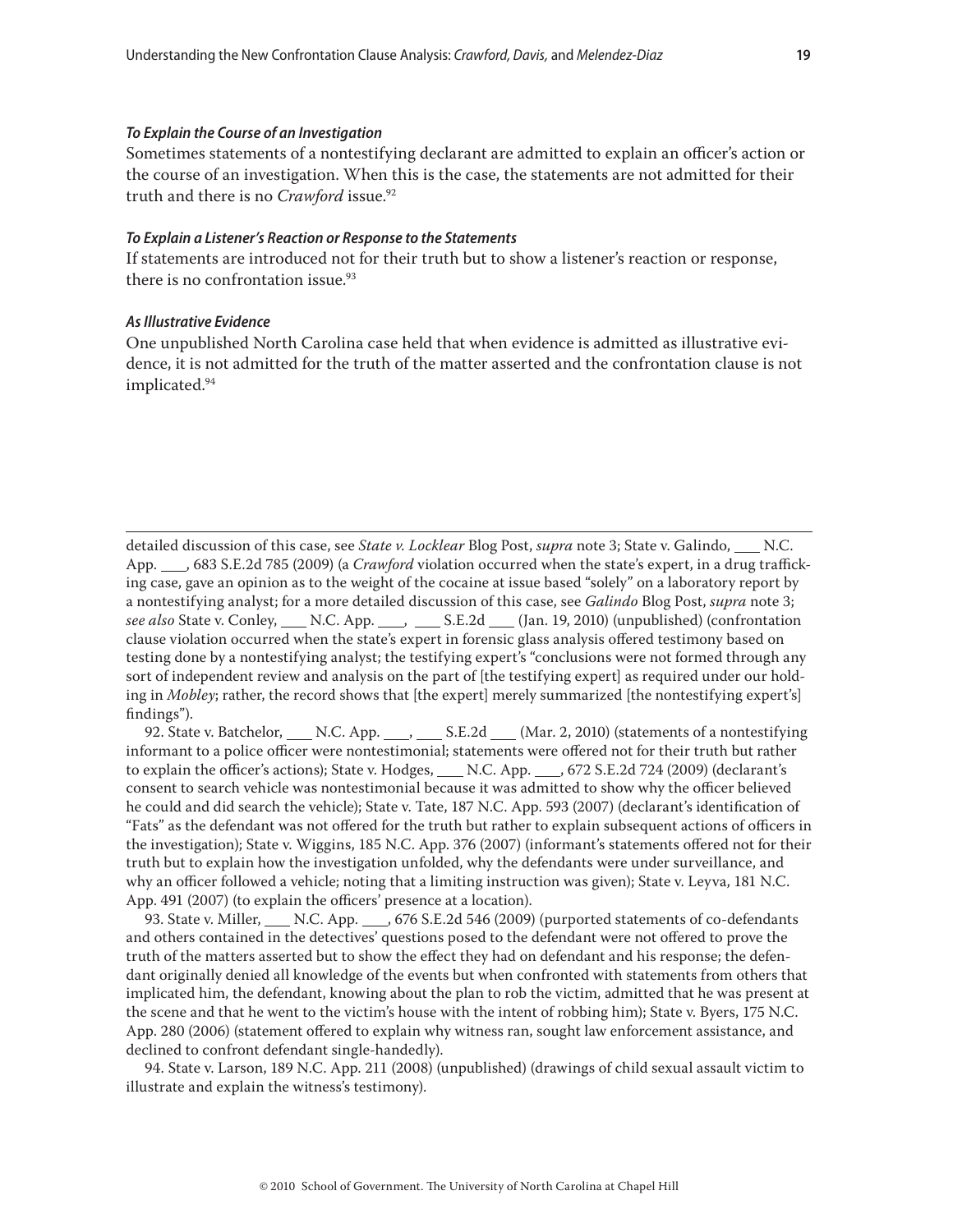#### *To Explain the Course of an Investigation*

Sometimes statements of a nonestifying declarant are admitted to explain an officer's action or the course of an investigation. When this is the case, the statements are not admitted for their truth and there is no *Crawford* issue.[92]

#### *To Explain a Listener's Reaction or Response to the Statements*

If statements are introduced not for their truth but to show a listener's reaction or response, there is no confrontation issue.[93]

#### *As Illustrative Evidence*

One unpublished North Carolina case held that when evidence is admitted as illustrative evidence, it is not admitted for the truth of the matter asserted and the confrontation clause is not implicated.[94]

---

detailed discussion of this case, see *State v. Locklear* Blog Post, *supra* note 3; State v. Galindo, ___ N.C. App. ___, 683 S.E.2d 785 (2009) (a *Crawford* violation occurred when the state's expert, in a drug trafficking case, gave an opinion as to the weight of the cocaine at issue based "solely" on a laboratory report by a nontestifying analyst; for a more detailed discussion of this case, see *Galindo* Blog Post, *supra* note 3; *see also* State v. Conley, ___ N.C. App. ___, ___ S.E.2d ___ (Jan. 19, 2010) (unpublished) (confrontation clause violation occurred when the state's expert in forensic glass analysis offered testimony based on testing done by a nontestifying analyst; the testifying expert's "conclusions were not formed through any sort of independent review and analysis on the part of [the testifying expert] as required under our holding in *Mobley*; rather, the record shows that [the expert] merely summarized [the nontestifying expert's] findings").

92. State v. Batchelor, ___ N.C. App. ___, ___ S.E.2d ___ (Mar. 2, 2010) (statements of a nontestifying informant to a police officer were nontestimonial; statements were offered not for their truth but rather to explain the officer's actions); State v. Hodges, ___ N.C. App. ___, 672 S.E.2d 724 (2009) (declarant's consent to search vehicle was nontestimonial because it was admitted to show why the officer believed he could and did search the vehicle); State v. Tate, 187 N.C. App. 593 (2007) (declarant's identification of "Fats" as the defendant was not offered for the truth but rather to explain subsequent actions of officers in the investigation); State v. Wiggins, 185 N.C. App. 376 (2007) (informant's statements offered not for their truth but to explain how the investigation unfolded, why the defendants were under surveillance, and why an officer followed a vehicle; noting that a limiting instruction was given); State v. Leyva, 181 N.C. App. 491 (2007) (to explain the officers' presence at a location).

93. State v. Miller, ___ N.C. App. ___, 676 S.E.2d 546 (2009) (purported statements of co-defendants and others contained in the detectives' questions posed to the defendant were not offered to prove the truth of the matters asserted but to show the effect they had on defendant and his response; the defendant originally denied all knowledge of the events but when confronted with statements from others that implicated him, the defendant, knowing about the plan to rob the victim, admitted that he was present at the scene and that he went to the victim's house with the intent of robbing him); State v. Byers, 175 N.C. App. 280 (2006) (statement offered to explain why witness ran, sought law enforcement assistance, and declined to confront defendant single-handedly).

94. State v. Larson, 189 N.C. App. 211 (2008) (unpublished) (drawings of child sexual assault victim to illustrate and explain the witness's testimony).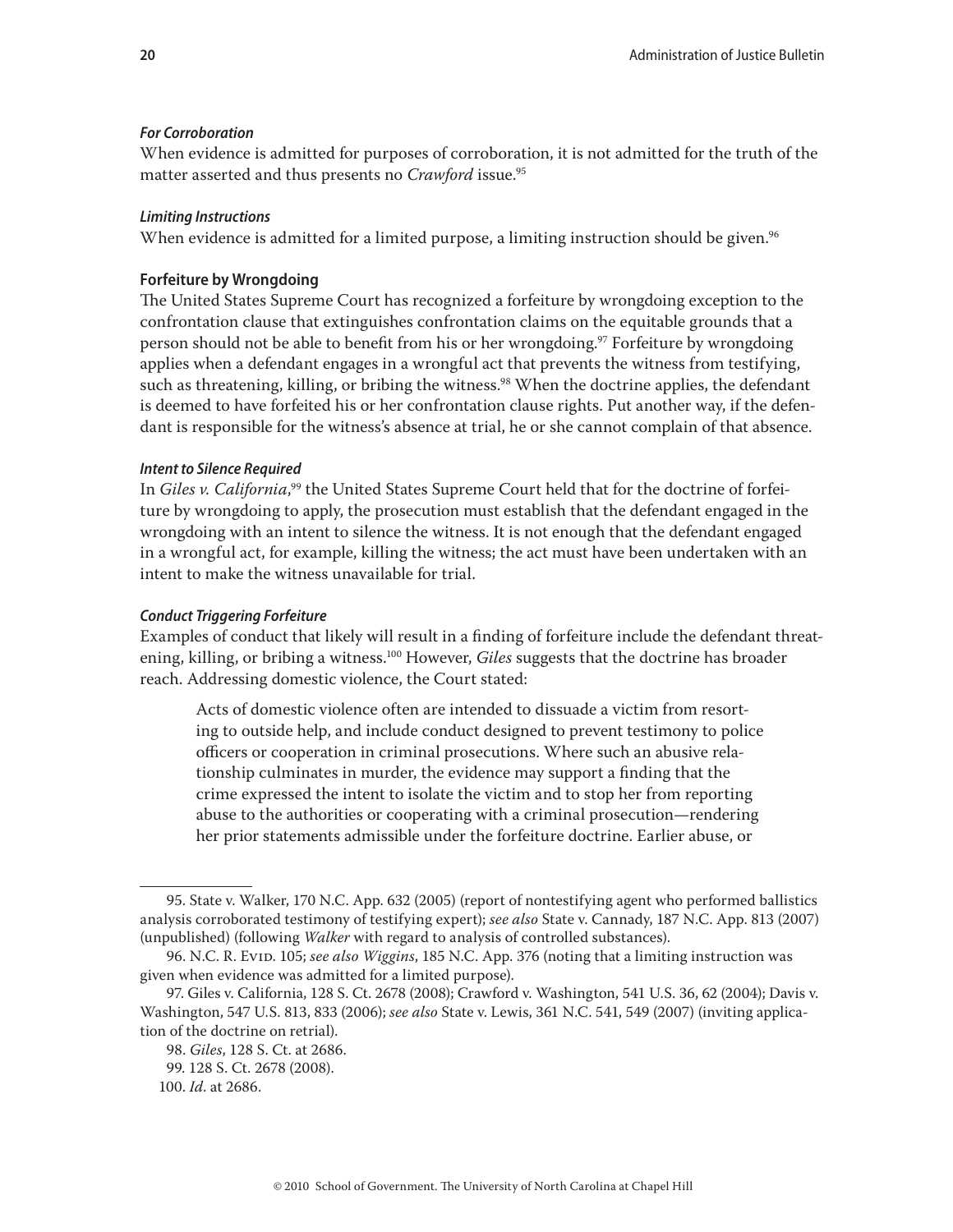#### *For Corroboration*

When evidence is admitted for purposes of corroboration, it is not admitted for the truth of the matter asserted and thus presents no *Crawford* issue.[95]

#### *Limiting Instructions*

When evidence is admitted for a limited purpose, a limiting instruction should be given.[96]

### Forfeiture by Wrongdoing

The United States Supreme Court has recognized a forfeiture by wrongdoing exception to the confrontation clause that extinguishes confrontation claims on the equitable grounds that a person should not be able to benefit from his or her wrongdoing.[97] Forfeiture by wrongdoing applies when a defendant engages in a wrongful act that prevents the witness from testifying, such as threatening, killing, or bribing the witness.[98] When the doctrine applies, the defendant is deemed to have forfeited his or her confrontation clause rights. Put another way, if the defendant is responsible for the witness's absence at trial, he or she cannot complain of that absence.

#### *Intent to Silence Required*

In *Giles v. California*,[99] the United States Supreme Court held that for the doctrine of forfeiture by wrongdoing to apply, the prosecution must establish that the defendant engaged in the wrongdoing with an intent to silence the witness. It is not enough that the defendant engaged in a wrongful act, for example, killing the witness; the act must have been undertaken with an intent to make the witness unavailable for trial.

#### *Conduct Triggering Forfeiture*

Examples of conduct that likely will result in a finding of forfeiture include the defendant threatening, killing, or bribing a witness.[100] However, *Giles* suggests that the doctrine has broader reach. Addressing domestic violence, the Court stated:

> Acts of domestic violence often are intended to dissuade a victim from resorting to outside help, and include conduct designed to prevent testimony to police officers or cooperation in criminal prosecutions. Where such an abusive relationship culminates in murder, the evidence may support a finding that the crime expressed the intent to isolate the victim and to stop her from reporting abuse to the authorities or cooperating with a criminal prosecution—rendering her prior statements admissible under the forfeiture doctrine. Earlier abuse, or

---

95. State v. Walker, 170 N.C. App. 632 (2005) (report of nontestifying agent who performed ballistics analysis corroborated testimony of testifying expert); *see also* State v. Cannady, 187 N.C. App. 813 (2007) (unpublished) (following *Walker* with regard to analysis of controlled substances).

96. N.C. R. Evid. 105; *see also Wiggins*, 185 N.C. App. 376 (noting that a limiting instruction was given when evidence was admitted for a limited purpose).

97. Giles v. California, 128 S. Ct. 2678 (2008); Crawford v. Washington, 541 U.S. 36, 62 (2004); Davis v. Washington, 547 U.S. 813, 833 (2006); *see also* State v. Lewis, 361 N.C. 541, 549 (2007) (inviting application of the doctrine on retrial).

98. *Giles*, 128 S. Ct. at 2686.

99. 128 S. Ct. 2678 (2008).

100. *Id*. at 2686.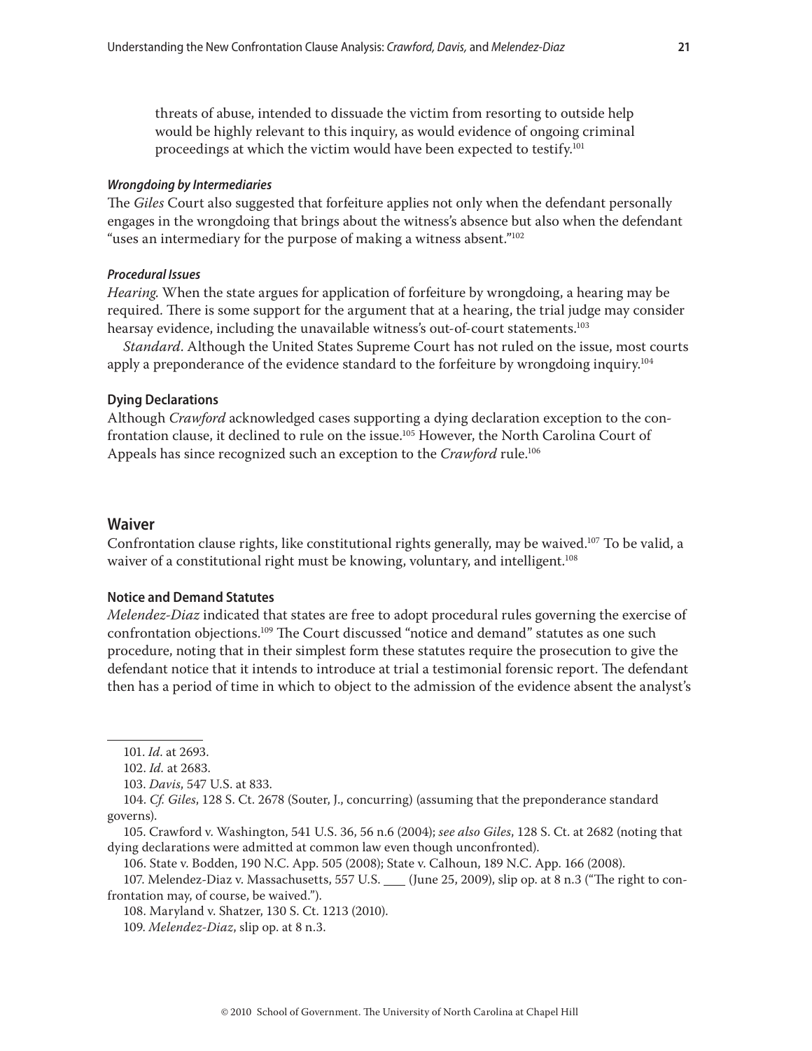threats of abuse, intended to dissuade the victim from resorting to outside help would be highly relevant to this inquiry, as would evidence of ongoing criminal proceedings at which the victim would have been expected to testify.[101]

#### *Wrongdoing by Intermediaries*

The *Giles* Court also suggested that forfeiture applies not only when the defendant personally engages in the wrongdoing that brings about the witness's absence but also when the defendant "uses an intermediary for the purpose of making a witness absent."[102]

#### *Procedural Issues*

*Hearing.* When the state argues for application of forfeiture by wrongdoing, a hearing may be required. There is some support for the argument that at a hearing, the trial judge may consider hearsay evidence, including the unavailable witness's out-of-court statements.[103]

*Standard*. Although the United States Supreme Court has not ruled on the issue, most courts apply a preponderance of the evidence standard to the forfeiture by wrongdoing inquiry.[104]

### Dying Declarations

Although *Crawford* acknowledged cases supporting a dying declaration exception to the confrontation clause, it declined to rule on the issue.[105] However, the North Carolina Court of Appeals has since recognized such an exception to the *Crawford* rule.[106]

## Waiver

Confrontation clause rights, like constitutional rights generally, may be waived.[107] To be valid, a waiver of a constitutional right must be knowing, voluntary, and intelligent.[108]

### Notice and Demand Statutes

*Melendez-Diaz* indicated that states are free to adopt procedural rules governing the exercise of confrontation objections.[109] The Court discussed "notice and demand" statutes as one such procedure, noting that in their simplest form these statutes require the prosecution to give the defendant notice that it intends to introduce at trial a testimonial forensic report. The defendant then has a period of time in which to object to the admission of the evidence absent the analyst's

---

101. *Id*. at 2693.

102. *Id.* at 2683.

103. *Davis*, 547 U.S. at 833.

104. *Cf. Giles*, 128 S. Ct. 2678 (Souter, J., concurring) (assuming that the preponderance standard governs).

105. Crawford v. Washington, 541 U.S. 36, 56 n.6 (2004); *see also Giles*, 128 S. Ct. at 2682 (noting that dying declarations were admitted at common law even though unconfronted).

106. State v. Bodden, 190 N.C. App. 505 (2008); State v. Calhoun, 189 N.C. App. 166 (2008).

107. Melendez-Diaz v. Massachusetts, 557 U.S. ___ (June 25, 2009), slip op. at 8 n.3 ("The right to confrontation may, of course, be waived.").

108. Maryland v. Shatzer, 130 S. Ct. 1213 (2010).

109. *Melendez-Diaz*, slip op. at 8 n.3.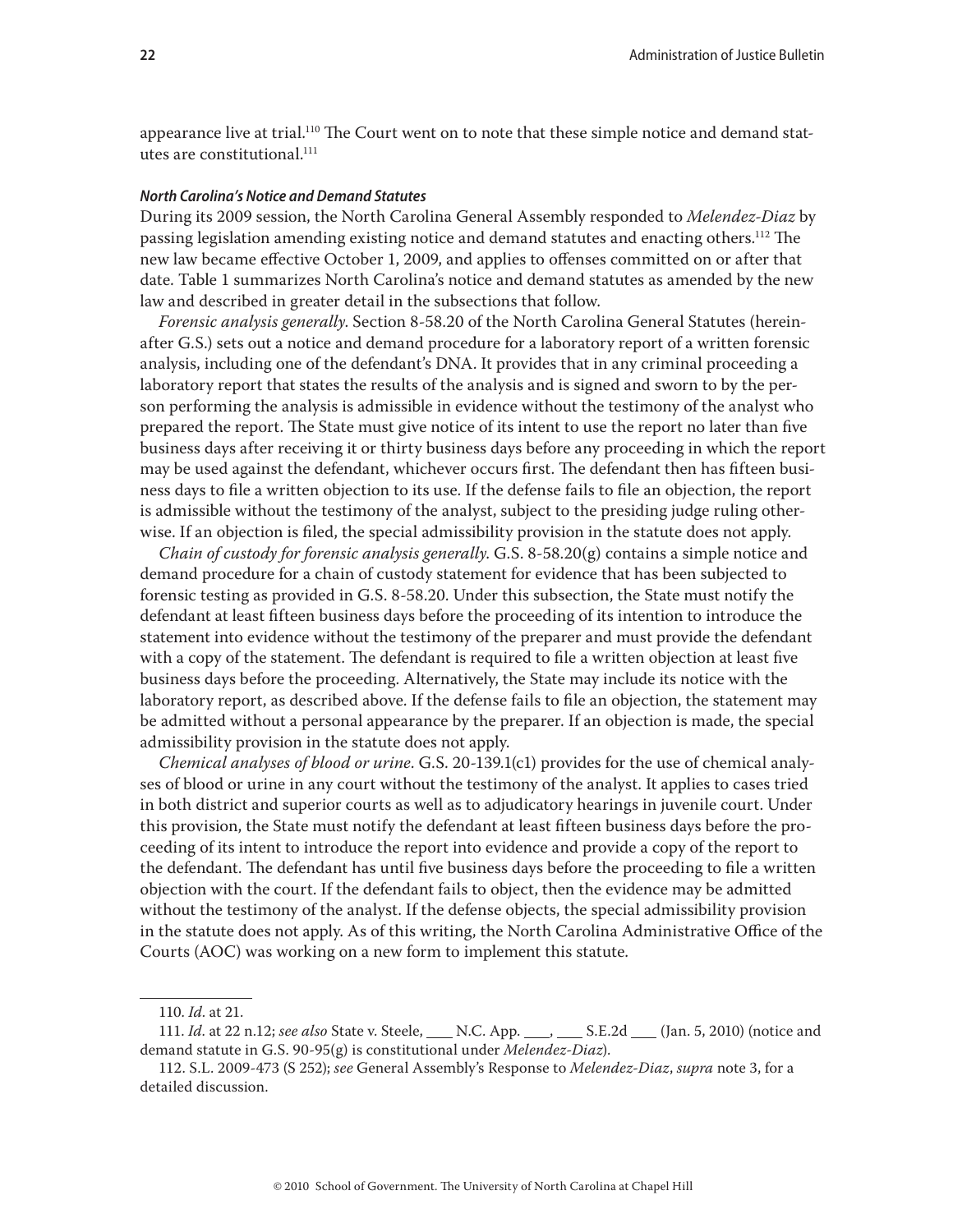appearance live at trial.[110] The Court went on to note that these simple notice and demand statutes are constitutional.[111]

#### *North Carolina's Notice and Demand Statutes*

During its 2009 session, the North Carolina General Assembly responded to *Melendez-Diaz* by passing legislation amending existing notice and demand statutes and enacting others.[112] The new law became effective October 1, 2009, and applies to offenses committed on or after that date. Table 1 summarizes North Carolina's notice and demand statutes as amended by the new law and described in greater detail in the subsections that follow.

*Forensic analysis generally.* Section 8-58.20 of the North Carolina General Statutes (hereinafter G.S.) sets out a notice and demand procedure for a laboratory report of a written forensic analysis, including one of the defendant's DNA. It provides that in any criminal proceeding a laboratory report that states the results of the analysis and is signed and sworn to by the person performing the analysis is admissible in evidence without the testimony of the analyst who prepared the report. The State must give notice of its intent to use the report no later than five business days after receiving it or thirty business days before any proceeding in which the report may be used against the defendant, whichever occurs first. The defendant then has fifteen business days to file a written objection to its use. If the defense fails to file an objection, the report is admissible without the testimony of the analyst, subject to the presiding judge ruling otherwise. If an objection is filed, the special admissibility provision in the statute does not apply.

*Chain of custody for forensic analysis generally.* G.S. 8-58.20(g) contains a simple notice and demand procedure for a chain of custody statement for evidence that has been subjected to forensic testing as provided in G.S. 8-58.20. Under this subsection, the State must notify the defendant at least fifteen business days before the proceeding of its intention to introduce the statement into evidence without the testimony of the preparer and must provide the defendant with a copy of the statement. The defendant is required to file a written objection at least five business days before the proceeding. Alternatively, the State may include its notice with the laboratory report, as described above. If the defense fails to file an objection, the statement may be admitted without a personal appearance by the preparer. If an objection is made, the special admissibility provision in the statute does not apply.

*Chemical analyses of blood or urine.* G.S. 20-139.1(c1) provides for the use of chemical analyses of blood or urine in any court without the testimony of the analyst. It applies to cases tried in both district and superior courts as well as to adjudicatory hearings in juvenile court. Under this provision, the State must notify the defendant at least fifteen business days before the proceeding of its intent to introduce the report into evidence and provide a copy of the report to the defendant. The defendant has until five business days before the proceeding to file a written objection with the court. If the defendant fails to object, then the evidence may be admitted without the testimony of the analyst. If the defense objects, the special admissibility provision in the statute does not apply. As of this writing, the North Carolina Administrative Office of the Courts (AOC) was working on a new form to implement this statute.

---

110. *Id.* at 21.

111. *Id.* at 22 n.12; *see also* State v. Steele, ___ N.C. App. ___, ___ S.E.2d ___ (Jan. 5, 2010) (notice and demand statute in G.S. 90-95(g) is constitutional under *Melendez-Diaz*).

112. S.L. 2009-473 (S 252); *see* General Assembly's Response to *Melendez-Diaz*, *supra* note 3, for a detailed discussion.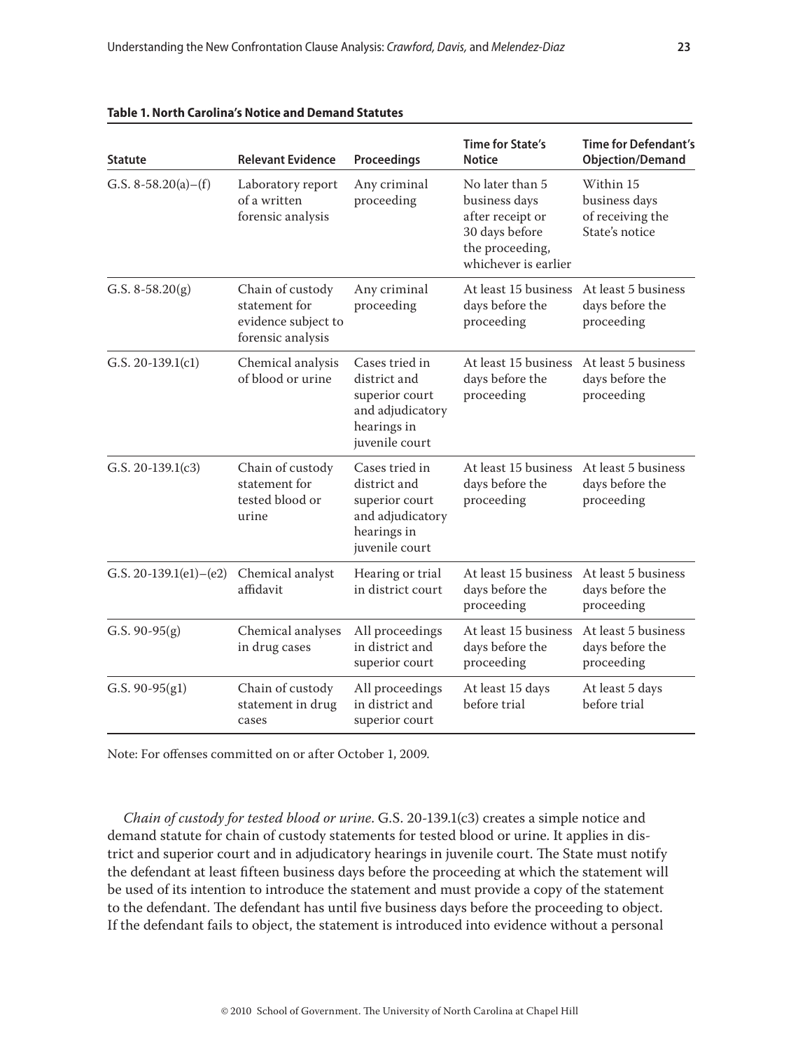**Table 1. North Carolina's Notice and Demand Statutes**

| Statute | Relevant Evidence | Proceedings | Time for State's Notice | Time for Defendant's Objection/Demand |
|---|---|---|---|---|
| G.S. 8-58.20(a)–(f) | Laboratory report of a written forensic analysis | Any criminal proceeding | No later than 5 business days after receipt or 30 days before the proceeding, whichever is earlier | Within 15 business days of receiving the State's notice |
| G.S. 8-58.20(g) | Chain of custody statement for evidence subject to forensic analysis | Any criminal proceeding | At least 15 business days before the proceeding | At least 5 business days before the proceeding |
| G.S. 20-139.1(c1) | Chemical analysis of blood or urine | Cases tried in district and superior court and adjudicatory hearings in juvenile court | At least 15 business days before the proceeding | At least 5 business days before the proceeding |
| G.S. 20-139.1(c3) | Chain of custody statement for tested blood or urine | Cases tried in district and superior court and adjudicatory hearings in juvenile court | At least 15 business days before the proceeding | At least 5 business days before the proceeding |
| G.S. 20-139.1(e1)–(e2) | Chemical analyst affidavit | Hearing or trial in district court | At least 15 business days before the proceeding | At least 5 business days before the proceeding |
| G.S. 90-95(g) | Chemical analyses in drug cases | All proceedings in district and superior court | At least 15 business days before the proceeding | At least 5 business days before the proceeding |
| G.S. 90-95(g1) | Chain of custody statement in drug cases | All proceedings in district and superior court | At least 15 days before trial | At least 5 days before trial |

Note: For offenses committed on or after October 1, 2009.

*Chain of custody for tested blood or urine*. G.S. 20-139.1(c3) creates a simple notice and demand statute for chain of custody statements for tested blood or urine. It applies in district and superior court and in adjudicatory hearings in juvenile court. The State must notify the defendant at least fifteen business days before the proceeding at which the statement will be used of its intention to introduce the statement and must provide a copy of the statement to the defendant. The defendant has until five business days before the proceeding to object. If the defendant fails to object, the statement is introduced into evidence without a personal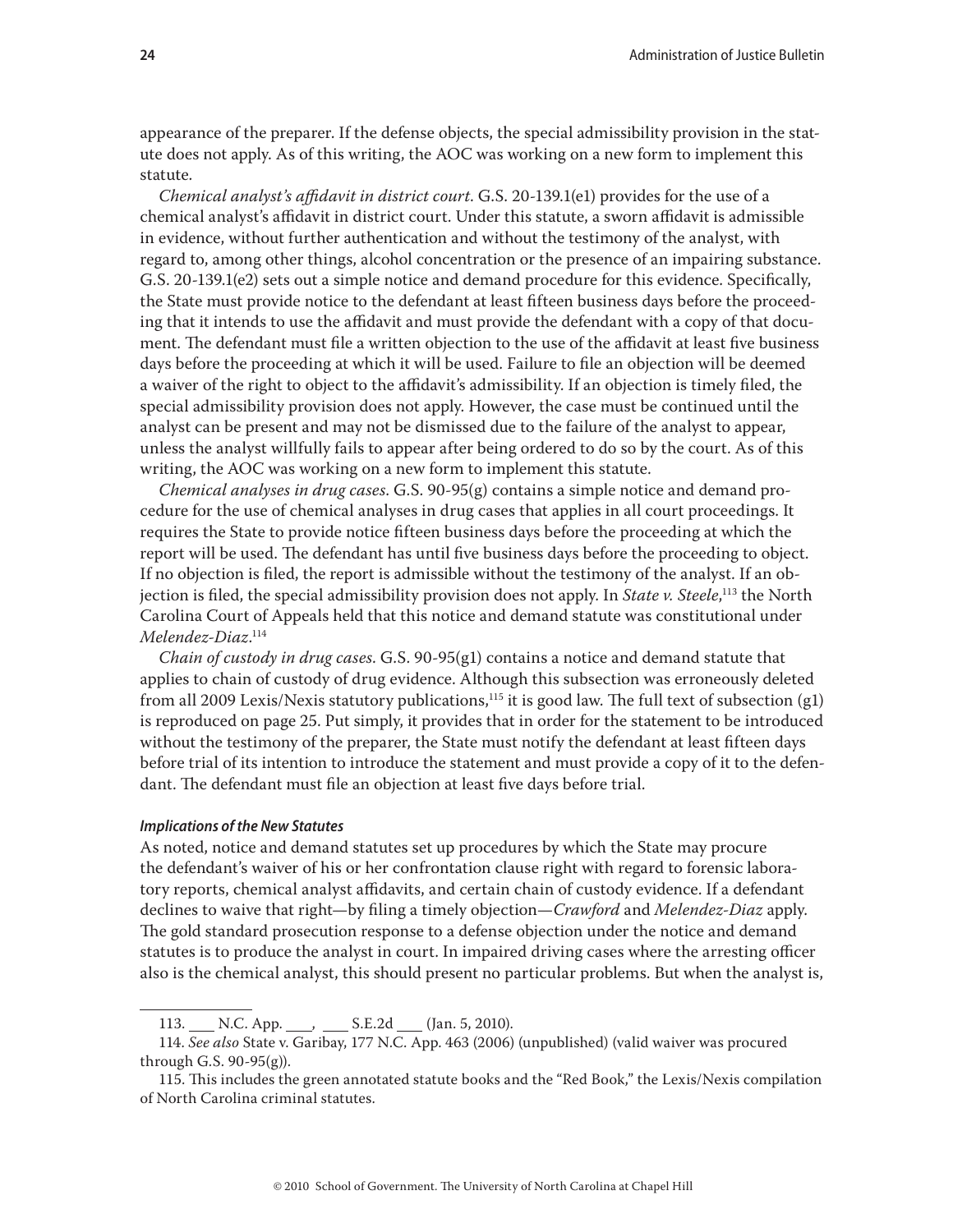appearance of the preparer. If the defense objects, the special admissibility provision in the statute does not apply. As of this writing, the AOC was working on a new form to implement this statute.

*Chemical analyst's affidavit in district court.* G.S. 20-139.1(e1) provides for the use of a chemical analyst's affidavit in district court. Under this statute, a sworn affidavit is admissible in evidence, without further authentication and without the testimony of the analyst, with regard to, among other things, alcohol concentration or the presence of an impairing substance. G.S. 20-139.1(e2) sets out a simple notice and demand procedure for this evidence. Specifically, the State must provide notice to the defendant at least fifteen business days before the proceeding that it intends to use the affidavit and must provide the defendant with a copy of that document. The defendant must file a written objection to the use of the affidavit at least five business days before the proceeding at which it will be used. Failure to file an objection will be deemed a waiver of the right to object to the affidavit's admissibility. If an objection is timely filed, the special admissibility provision does not apply. However, the case must be continued until the analyst can be present and may not be dismissed due to the failure of the analyst to appear, unless the analyst willfully fails to appear after being ordered to do so by the court. As of this writing, the AOC was working on a new form to implement this statute.

*Chemical analyses in drug cases.* G.S. 90-95(g) contains a simple notice and demand procedure for the use of chemical analyses in drug cases that applies in all court proceedings. It requires the State to provide notice fifteen business days before the proceeding at which the report will be used. The defendant has until five business days before the proceeding to object. If no objection is filed, the report is admissible without the testimony of the analyst. If an objection is filed, the special admissibility provision does not apply. In *State v. Steele*,[113] the North Carolina Court of Appeals held that this notice and demand statute was constitutional under *Melendez-Diaz*.[114]

*Chain of custody in drug cases.* G.S. 90-95(g1) contains a notice and demand statute that applies to chain of custody of drug evidence. Although this subsection was erroneously deleted from all 2009 Lexis/Nexis statutory publications,[115] it is good law. The full text of subsection (g1) is reproduced on page 25. Put simply, it provides that in order for the statement to be introduced without the testimony of the preparer, the State must notify the defendant at least fifteen days before trial of its intention to introduce the statement and must provide a copy of it to the defendant. The defendant must file an objection at least five days before trial.

***Implications of the New Statutes***

As noted, notice and demand statutes set up procedures by which the State may procure the defendant's waiver of his or her confrontation clause right with regard to forensic laboratory reports, chemical analyst affidavits, and certain chain of custody evidence. If a defendant declines to waive that right—by filing a timely objection—*Crawford* and *Melendez-Diaz* apply. The gold standard prosecution response to a defense objection under the notice and demand statutes is to produce the analyst in court. In impaired driving cases where the arresting officer also is the chemical analyst, this should present no particular problems. But when the analyst is,

---

113. ___ N.C. App. ___, ___ S.E.2d ___ (Jan. 5, 2010).

114. *See also* State v. Garibay, 177 N.C. App. 463 (2006) (unpublished) (valid waiver was procured through G.S. 90-95(g)).

115. This includes the green annotated statute books and the "Red Book," the Lexis/Nexis compilation of North Carolina criminal statutes.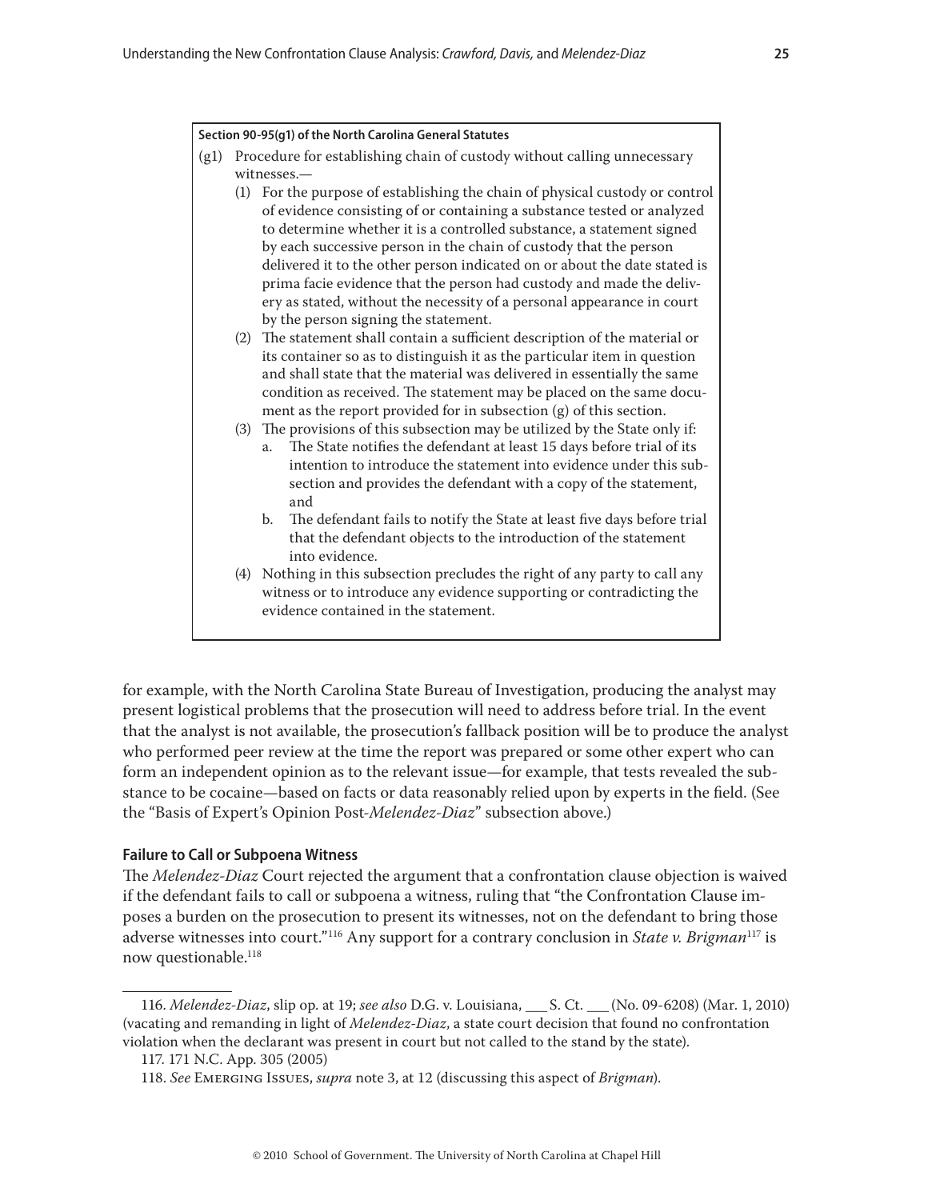**Section 90-95(g1) of the North Carolina General Statutes**

(g1) Procedure for establishing chain of custody without calling unnecessary witnesses.—

(1) For the purpose of establishing the chain of physical custody or control of evidence consisting of or containing a substance tested or analyzed to determine whether it is a controlled substance, a statement signed by each successive person in the chain of custody that the person delivered it to the other person indicated on or about the date stated is prima facie evidence that the person had custody and made the delivery as stated, without the necessity of a personal appearance in court by the person signing the statement.

(2) The statement shall contain a sufficient description of the material or its container so as to distinguish it as the particular item in question and shall state that the material was delivered in essentially the same condition as received. The statement may be placed on the same document as the report provided for in subsection (g) of this section.

(3) The provisions of this subsection may be utilized by the State only if:

a. The State notifies the defendant at least 15 days before trial of its intention to introduce the statement into evidence under this subsection and provides the defendant with a copy of the statement, and

b. The defendant fails to notify the State at least five days before trial that the defendant objects to the introduction of the statement into evidence.

(4) Nothing in this subsection precludes the right of any party to call any witness or to introduce any evidence supporting or contradicting the evidence contained in the statement.

for example, with the North Carolina State Bureau of Investigation, producing the analyst may present logistical problems that the prosecution will need to address before trial. In the event that the analyst is not available, the prosecution's fallback position will be to produce the analyst who performed peer review at the time the report was prepared or some other expert who can form an independent opinion as to the relevant issue—for example, that tests revealed the substance to be cocaine—based on facts or data reasonably relied upon by experts in the field. (See the "Basis of Expert's Opinion Post-*Melendez-Diaz*" subsection above.)

### Failure to Call or Subpoena Witness

The *Melendez-Diaz* Court rejected the argument that a confrontation clause objection is waived if the defendant fails to call or subpoena a witness, ruling that "the Confrontation Clause imposes a burden on the prosecution to present its witnesses, not on the defendant to bring those adverse witnesses into court."[116] Any support for a contrary conclusion in *State v. Brigman*[117] is now questionable.[118]

---

116. *Melendez-Diaz*, slip op. at 19; *see also* D.G. v. Louisiana, ___ S. Ct. ___ (No. 09-6208) (Mar. 1, 2010) (vacating and remanding in light of *Melendez-Diaz*, a state court decision that found no confrontation violation when the declarant was present in court but not called to the stand by the state).

117. 171 N.C. App. 305 (2005)

118. *See* Emerging Issues, *supra* note 3, at 12 (discussing this aspect of *Brigman*).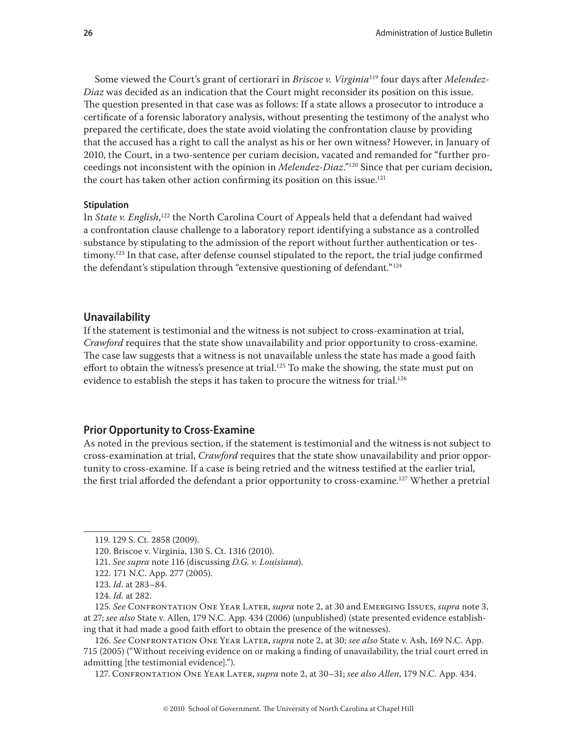Some viewed the Court's grant of certiorari in *Briscoe v. Virginia*[119] four days after *Melendez-Diaz* was decided as an indication that the Court might reconsider its position on this issue. The question presented in that case was as follows: If a state allows a prosecutor to introduce a certificate of a forensic laboratory analysis, without presenting the testimony of the analyst who prepared the certificate, does the state avoid violating the confrontation clause by providing that the accused has a right to call the analyst as his or her own witness? However, in January of 2010, the Court, in a two-sentence per curiam decision, vacated and remanded for "further proceedings not inconsistent with the opinion in *Melendez-Diaz*."[120] Since that per curiam decision, the court has taken other action confirming its position on this issue.[121]

#### Stipulation

In *State v. English*,[122] the North Carolina Court of Appeals held that a defendant had waived a confrontation clause challenge to a laboratory report identifying a substance as a controlled substance by stipulating to the admission of the report without further authentication or testimony.[123] In that case, after defense counsel stipulated to the report, the trial judge confirmed the defendant's stipulation through "extensive questioning of defendant."[124]

### Unavailability

If the statement is testimonial and the witness is not subject to cross-examination at trial, *Crawford* requires that the state show unavailability and prior opportunity to cross-examine. The case law suggests that a witness is not unavailable unless the state has made a good faith effort to obtain the witness's presence at trial.[125] To make the showing, the state must put on evidence to establish the steps it has taken to procure the witness for trial.[126]

### Prior Opportunity to Cross-Examine

As noted in the previous section, if the statement is testimonial and the witness is not subject to cross-examination at trial, *Crawford* requires that the state show unavailability and prior opportunity to cross-examine. If a case is being retried and the witness testified at the earlier trial, the first trial afforded the defendant a prior opportunity to cross-examine.[127] Whether a pretrial

---

119. 129 S. Ct. 2858 (2009).

120. Briscoe v. Virginia, 130 S. Ct. 1316 (2010).

121. *See supra* note 116 (discussing *D.G. v. Louisiana*).

122. 171 N.C. App. 277 (2005).

123. *Id*. at 283–84.

124. *Id.* at 282.

125. *See* Confrontation One Year Later, *supra* note 2, at 30 and Emerging Issues, *supra* note 3, at 27; *see also* State v. Allen, 179 N.C. App. 434 (2006) (unpublished) (state presented evidence establishing that it had made a good faith effort to obtain the presence of the witnesses).

126. *See* Confrontation One Year Later, *supra* note 2, at 30; *see also* State v. Ash, 169 N.C. App. 715 (2005) ("Without receiving evidence on or making a finding of unavailability, the trial court erred in admitting [the testimonial evidence].").

127. Confrontation One Year Later, *supra* note 2, at 30–31; *see also Allen*, 179 N.C. App. 434.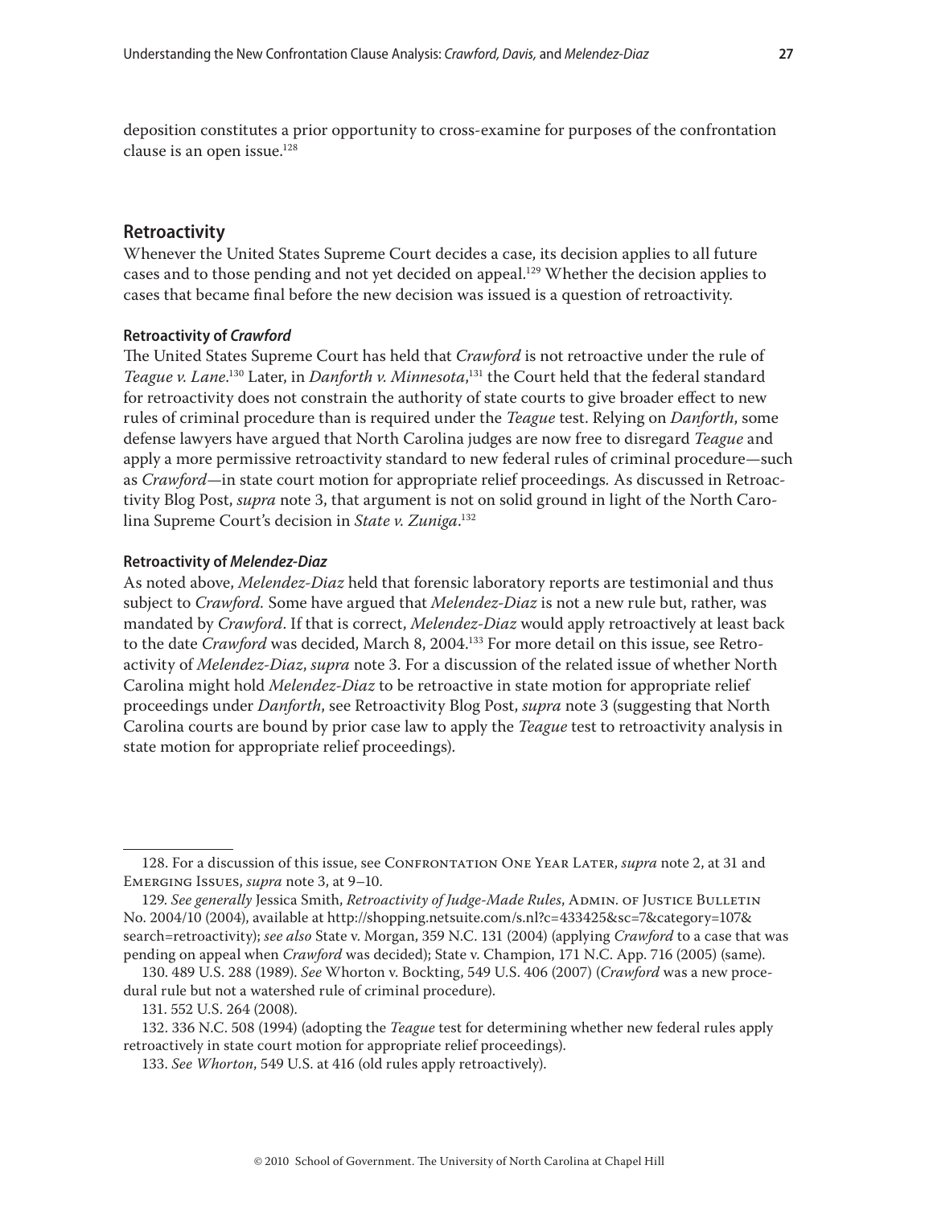deposition constitutes a prior opportunity to cross-examine for purposes of the confrontation clause is an open issue.[128]

## Retroactivity

Whenever the United States Supreme Court decides a case, its decision applies to all future cases and to those pending and not yet decided on appeal.[129] Whether the decision applies to cases that became final before the new decision was issued is a question of retroactivity.

### Retroactivity of *Crawford*

The United States Supreme Court has held that *Crawford* is not retroactive under the rule of *Teague v. Lane*.[130] Later, in *Danforth v. Minnesota*,[131] the Court held that the federal standard for retroactivity does not constrain the authority of state courts to give broader effect to new rules of criminal procedure than is required under the *Teague* test. Relying on *Danforth*, some defense lawyers have argued that North Carolina judges are now free to disregard *Teague* and apply a more permissive retroactivity standard to new federal rules of criminal procedure—such as *Crawford*—in state court motion for appropriate relief proceedings. As discussed in Retroactivity Blog Post, *supra* note 3, that argument is not on solid ground in light of the North Carolina Supreme Court's decision in *State v. Zuniga*.[132]

### Retroactivity of *Melendez-Diaz*

As noted above, *Melendez-Diaz* held that forensic laboratory reports are testimonial and thus subject to *Crawford*. Some have argued that *Melendez-Diaz* is not a new rule but, rather, was mandated by *Crawford*. If that is correct, *Melendez-Diaz* would apply retroactively at least back to the date *Crawford* was decided, March 8, 2004.[133] For more detail on this issue, see Retroactivity of *Melendez-Diaz*, *supra* note 3. For a discussion of the related issue of whether North Carolina might hold *Melendez-Diaz* to be retroactive in state motion for appropriate relief proceedings under *Danforth*, see Retroactivity Blog Post, *supra* note 3 (suggesting that North Carolina courts are bound by prior case law to apply the *Teague* test to retroactivity analysis in state motion for appropriate relief proceedings).

---

128. For a discussion of this issue, see Confrontation One Year Later, *supra* note 2, at 31 and Emerging Issues, *supra* note 3, at 9–10.

129. *See generally* Jessica Smith, *Retroactivity of Judge-Made Rules*, Admin. of Justice Bulletin No. 2004/10 (2004), available at http://shopping.netsuite.com/s.nl?c=433425&sc=7&category=107&search=retroactivity); *see also* State v. Morgan, 359 N.C. 131 (2004) (applying *Crawford* to a case that was pending on appeal when *Crawford* was decided); State v. Champion, 171 N.C. App. 716 (2005) (same).

130. 489 U.S. 288 (1989). *See* Whorton v. Bockting, 549 U.S. 406 (2007) (*Crawford* was a new procedural rule but not a watershed rule of criminal procedure).

131. 552 U.S. 264 (2008).

132. 336 N.C. 508 (1994) (adopting the *Teague* test for determining whether new federal rules apply retroactively in state court motion for appropriate relief proceedings).

133. *See Whorton*, 549 U.S. at 416 (old rules apply retroactively).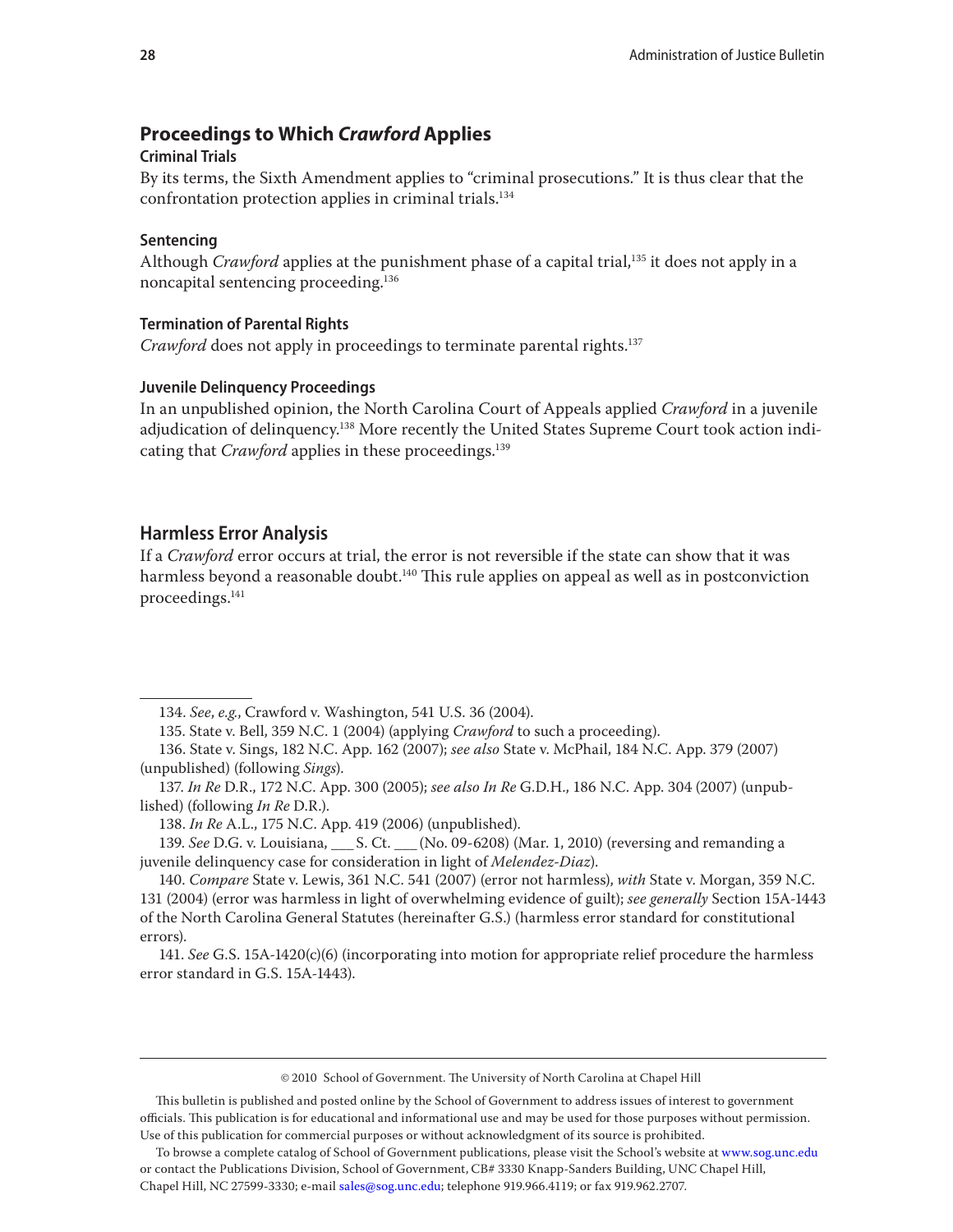## Proceedings to Which *Crawford* Applies

### Criminal Trials

By its terms, the Sixth Amendment applies to “criminal prosecutions.” It is thus clear that the confrontation protection applies in criminal trials.[134]

### Sentencing

Although *Crawford* applies at the punishment phase of a capital trial,[135] it does not apply in a noncapital sentencing proceeding.[136]

### Termination of Parental Rights

*Crawford* does not apply in proceedings to terminate parental rights.[137]

### Juvenile Delinquency Proceedings

In an unpublished opinion, the North Carolina Court of Appeals applied *Crawford* in a juvenile adjudication of delinquency.[138] More recently the United States Supreme Court took action indicating that *Crawford* applies in these proceedings.[139]

## Harmless Error Analysis

If a *Crawford* error occurs at trial, the error is not reversible if the state can show that it was harmless beyond a reasonable doubt.[140] This rule applies on appeal as well as in postconviction proceedings.[141]

---

134. *See*, *e.g.*, Crawford v. Washington, 541 U.S. 36 (2004).

135. State v. Bell, 359 N.C. 1 (2004) (applying *Crawford* to such a proceeding).

136. State v. Sings, 182 N.C. App. 162 (2007); *see also* State v. McPhail, 184 N.C. App. 379 (2007) (unpublished) (following *Sings*).

137. *In Re* D.R., 172 N.C. App. 300 (2005); *see also In Re* G.D.H., 186 N.C. App. 304 (2007) (unpublished) (following *In Re* D.R.).

138. *In Re* A.L., 175 N.C. App. 419 (2006) (unpublished).

139. *See* D.G. v. Louisiana, ___ S. Ct. ___ (No. 09-6208) (Mar. 1, 2010) (reversing and remanding a juvenile delinquency case for consideration in light of *Melendez-Diaz*).

140. *Compare* State v. Lewis, 361 N.C. 541 (2007) (error not harmless), *with* State v. Morgan, 359 N.C. 131 (2004) (error was harmless in light of overwhelming evidence of guilt); *see generally* Section 15A-1443 of the North Carolina General Statutes (hereinafter G.S.) (harmless error standard for constitutional errors).

141. *See* G.S. 15A-1420(c)(6) (incorporating into motion for appropriate relief procedure the harmless error standard in G.S. 15A-1443).

---

© 2010 School of Government. The University of North Carolina at Chapel Hill

This bulletin is published and posted online by the School of Government to address issues of interest to government officials. This publication is for educational and informational use and may be used for those purposes without permission. Use of this publication for commercial purposes or without acknowledgment of its source is prohibited.

To browse a complete catalog of School of Government publications, please visit the School’s website at www.sog.unc.edu or contact the Publications Division, School of Government, CB# 3330 Knapp-Sanders Building, UNC Chapel Hill, Chapel Hill, NC 27599-3330; e-mail sales@sog.unc.edu; telephone 919.966.4119; or fax 919.962.2707.